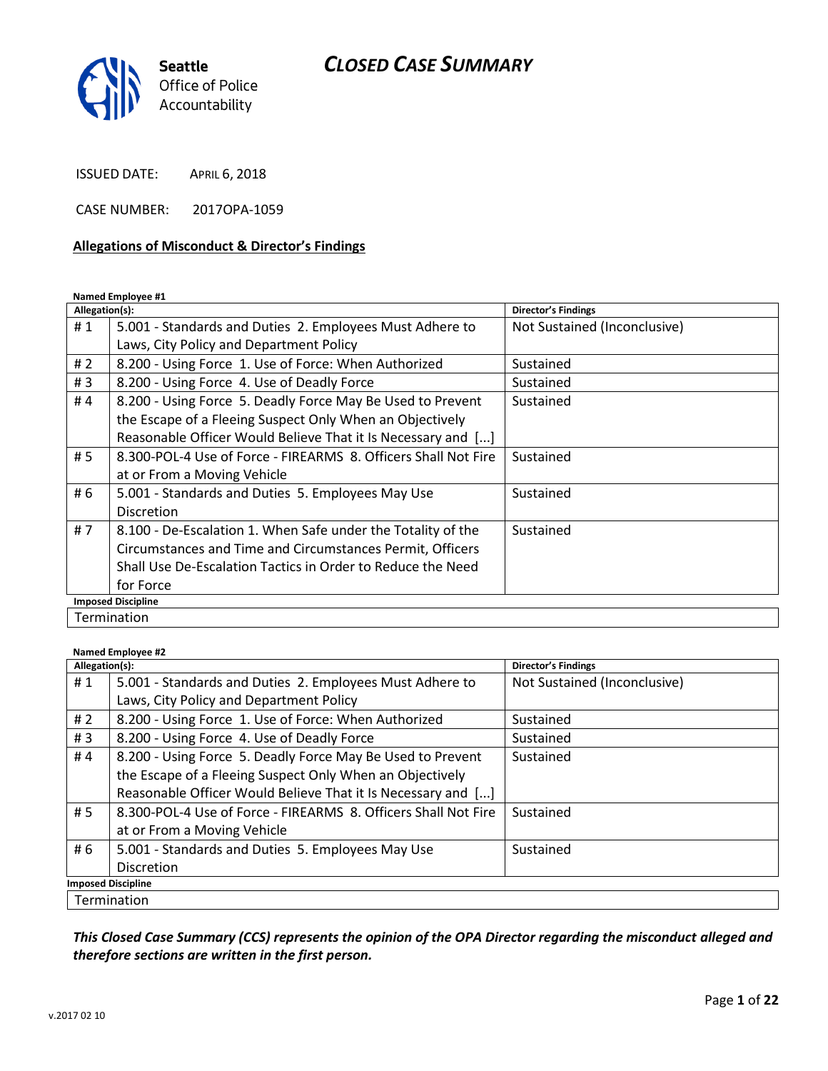# CLOSED CASE SUMMARY

Seattle Office of Police Accountability

ISSUED DATE: APRIL 6, 2018

CASE NUMBER: 2017OPA-1059

## Allegations of Misconduct & Director's Findings

**Named Employee #1**

| Allegation(s): | | Director's Findings |
|---|---|---|
| # 1 | 5.001 - Standards and Duties 2. Employees Must Adhere to Laws, City Policy and Department Policy | Not Sustained (Inconclusive) |
| # 2 | 8.200 - Using Force 1. Use of Force: When Authorized | Sustained |
| # 3 | 8.200 - Using Force 4. Use of Deadly Force | Sustained |
| # 4 | 8.200 - Using Force 5. Deadly Force May Be Used to Prevent the Escape of a Fleeing Suspect Only When an Objectively Reasonable Officer Would Believe That it Is Necessary and [...] | Sustained |
| # 5 | 8.300-POL-4 Use of Force - FIREARMS 8. Officers Shall Not Fire at or From a Moving Vehicle | Sustained |
| # 6 | 5.001 - Standards and Duties 5. Employees May Use Discretion | Sustained |
| # 7 | 8.100 - De-Escalation 1. When Safe under the Totality of the Circumstances and Time and Circumstances Permit, Officers Shall Use De-Escalation Tactics in Order to Reduce the Need for Force | Sustained |
| **Imposed Discipline** | | |
| Termination | | |

**Named Employee #2**

| Allegation(s): | | Director's Findings |
|---|---|---|
| # 1 | 5.001 - Standards and Duties 2. Employees Must Adhere to Laws, City Policy and Department Policy | Not Sustained (Inconclusive) |
| # 2 | 8.200 - Using Force 1. Use of Force: When Authorized | Sustained |
| # 3 | 8.200 - Using Force 4. Use of Deadly Force | Sustained |
| # 4 | 8.200 - Using Force 5. Deadly Force May Be Used to Prevent the Escape of a Fleeing Suspect Only When an Objectively Reasonable Officer Would Believe That it Is Necessary and [...] | Sustained |
| # 5 | 8.300-POL-4 Use of Force - FIREARMS 8. Officers Shall Not Fire at or From a Moving Vehicle | Sustained |
| # 6 | 5.001 - Standards and Duties 5. Employees May Use Discretion | Sustained |
| **Imposed Discipline** | | |
| Termination | | |

***This Closed Case Summary (CCS) represents the opinion of the OPA Director regarding the misconduct alleged and therefore sections are written in the first person.***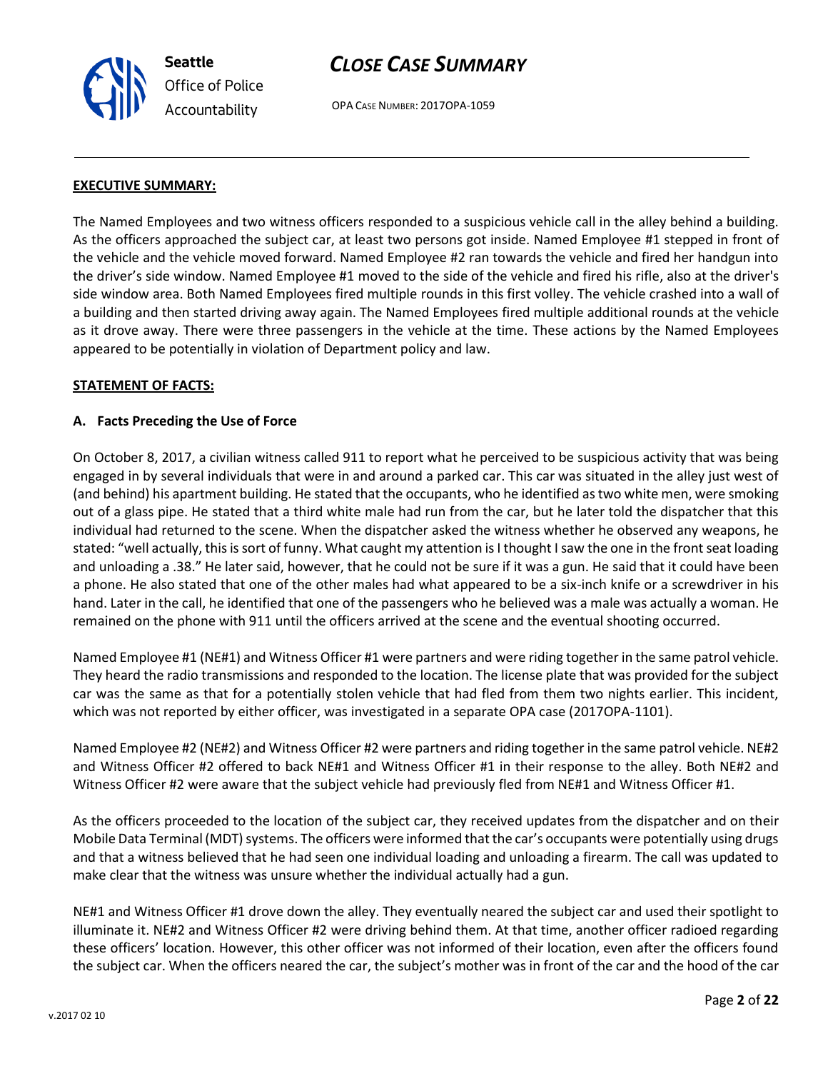## EXECUTIVE SUMMARY:

The Named Employees and two witness officers responded to a suspicious vehicle call in the alley behind a building. As the officers approached the subject car, at least two persons got inside. Named Employee #1 stepped in front of the vehicle and the vehicle moved forward. Named Employee #2 ran towards the vehicle and fired her handgun into the driver's side window. Named Employee #1 moved to the side of the vehicle and fired his rifle, also at the driver's side window area. Both Named Employees fired multiple rounds in this first volley. The vehicle crashed into a wall of a building and then started driving away again. The Named Employees fired multiple additional rounds at the vehicle as it drove away. There were three passengers in the vehicle at the time. These actions by the Named Employees appeared to be potentially in violation of Department policy and law.

## STATEMENT OF FACTS:

### A. Facts Preceding the Use of Force

On October 8, 2017, a civilian witness called 911 to report what he perceived to be suspicious activity that was being engaged in by several individuals that were in and around a parked car. This car was situated in the alley just west of (and behind) his apartment building. He stated that the occupants, who he identified as two white men, were smoking out of a glass pipe. He stated that a third white male had run from the car, but he later told the dispatcher that this individual had returned to the scene. When the dispatcher asked the witness whether he observed any weapons, he stated: "well actually, this is sort of funny. What caught my attention is I thought I saw the one in the front seat loading and unloading a .38." He later said, however, that he could not be sure if it was a gun. He said that it could have been a phone. He also stated that one of the other males had what appeared to be a six-inch knife or a screwdriver in his hand. Later in the call, he identified that one of the passengers who he believed was a male was actually a woman. He remained on the phone with 911 until the officers arrived at the scene and the eventual shooting occurred.

Named Employee #1 (NE#1) and Witness Officer #1 were partners and were riding together in the same patrol vehicle. They heard the radio transmissions and responded to the location. The license plate that was provided for the subject car was the same as that for a potentially stolen vehicle that had fled from them two nights earlier. This incident, which was not reported by either officer, was investigated in a separate OPA case (2017OPA-1101).

Named Employee #2 (NE#2) and Witness Officer #2 were partners and riding together in the same patrol vehicle. NE#2 and Witness Officer #2 offered to back NE#1 and Witness Officer #1 in their response to the alley. Both NE#2 and Witness Officer #2 were aware that the subject vehicle had previously fled from NE#1 and Witness Officer #1.

As the officers proceeded to the location of the subject car, they received updates from the dispatcher and on their Mobile Data Terminal (MDT) systems. The officers were informed that the car's occupants were potentially using drugs and that a witness believed that he had seen one individual loading and unloading a firearm. The call was updated to make clear that the witness was unsure whether the individual actually had a gun.

NE#1 and Witness Officer #1 drove down the alley. They eventually neared the subject car and used their spotlight to illuminate it. NE#2 and Witness Officer #2 were driving behind them. At that time, another officer radioed regarding these officers' location. However, this other officer was not informed of their location, even after the officers found the subject car. When the officers neared the car, the subject's mother was in front of the car and the hood of the car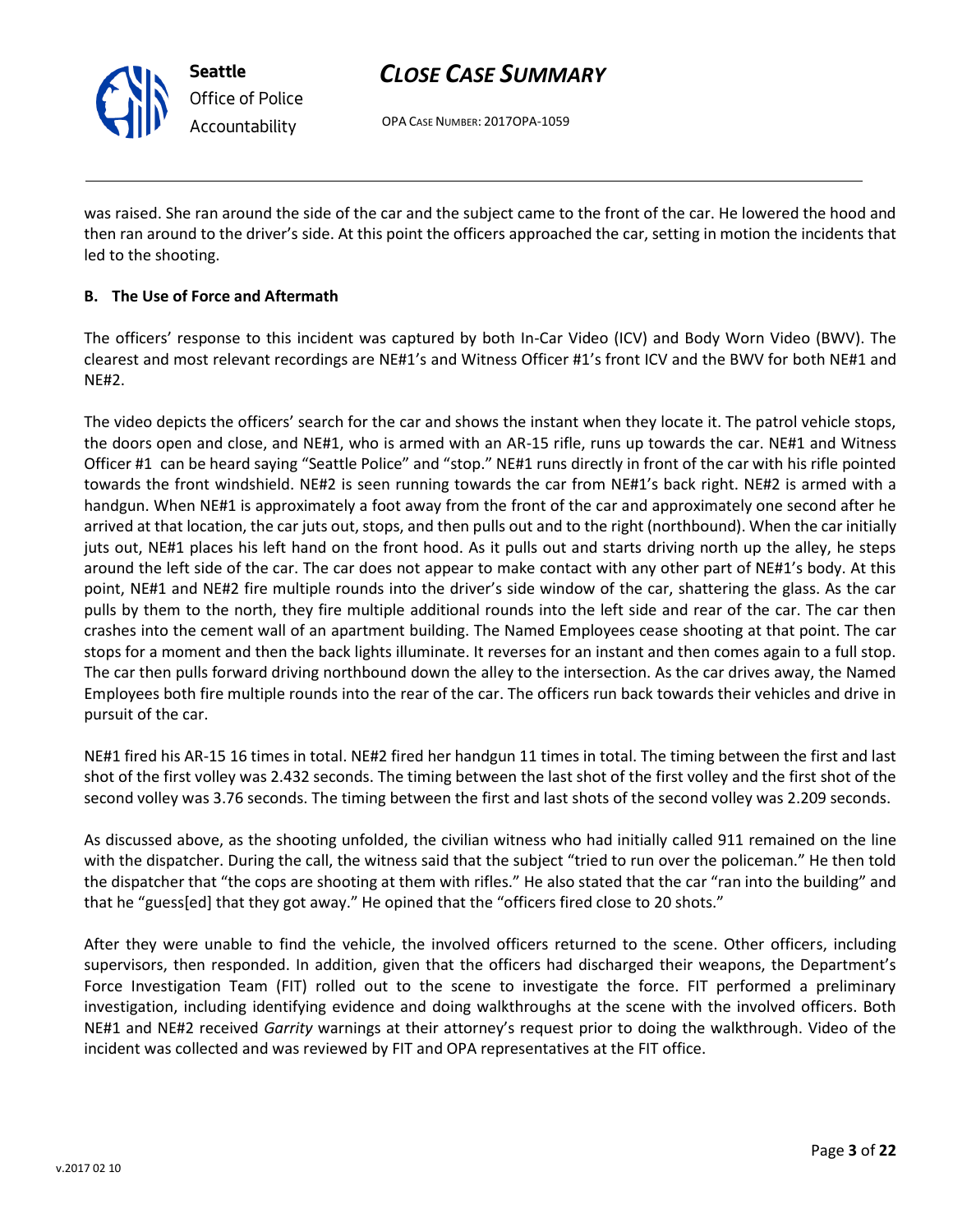was raised. She ran around the side of the car and the subject came to the front of the car. He lowered the hood and then ran around to the driver's side. At this point the officers approached the car, setting in motion the incidents that led to the shooting.

### B. The Use of Force and Aftermath

The officers' response to this incident was captured by both In-Car Video (ICV) and Body Worn Video (BWV). The clearest and most relevant recordings are NE#1's and Witness Officer #1's front ICV and the BWV for both NE#1 and NE#2.

The video depicts the officers' search for the car and shows the instant when they locate it. The patrol vehicle stops, the doors open and close, and NE#1, who is armed with an AR-15 rifle, runs up towards the car. NE#1 and Witness Officer #1 can be heard saying "Seattle Police" and "stop." NE#1 runs directly in front of the car with his rifle pointed towards the front windshield. NE#2 is seen running towards the car from NE#1's back right. NE#2 is armed with a handgun. When NE#1 is approximately a foot away from the front of the car and approximately one second after he arrived at that location, the car juts out, stops, and then pulls out and to the right (northbound). When the car initially juts out, NE#1 places his left hand on the front hood. As it pulls out and starts driving north up the alley, he steps around the left side of the car. The car does not appear to make contact with any other part of NE#1's body. At this point, NE#1 and NE#2 fire multiple rounds into the driver's side window of the car, shattering the glass. As the car pulls by them to the north, they fire multiple additional rounds into the left side and rear of the car. The car then crashes into the cement wall of an apartment building. The Named Employees cease shooting at that point. The car stops for a moment and then the back lights illuminate. It reverses for an instant and then comes again to a full stop. The car then pulls forward driving northbound down the alley to the intersection. As the car drives away, the Named Employees both fire multiple rounds into the rear of the car. The officers run back towards their vehicles and drive in pursuit of the car.

NE#1 fired his AR-15 16 times in total. NE#2 fired her handgun 11 times in total. The timing between the first and last shot of the first volley was 2.432 seconds. The timing between the last shot of the first volley and the first shot of the second volley was 3.76 seconds. The timing between the first and last shots of the second volley was 2.209 seconds.

As discussed above, as the shooting unfolded, the civilian witness who had initially called 911 remained on the line with the dispatcher. During the call, the witness said that the subject "tried to run over the policeman." He then told the dispatcher that "the cops are shooting at them with rifles." He also stated that the car "ran into the building" and that he "guess[ed] that they got away." He opined that the "officers fired close to 20 shots."

After they were unable to find the vehicle, the involved officers returned to the scene. Other officers, including supervisors, then responded. In addition, given that the officers had discharged their weapons, the Department's Force Investigation Team (FIT) rolled out to the scene to investigate the force. FIT performed a preliminary investigation, including identifying evidence and doing walkthroughs at the scene with the involved officers. Both NE#1 and NE#2 received *Garrity* warnings at their attorney's request prior to doing the walkthrough. Video of the incident was collected and was reviewed by FIT and OPA representatives at the FIT office.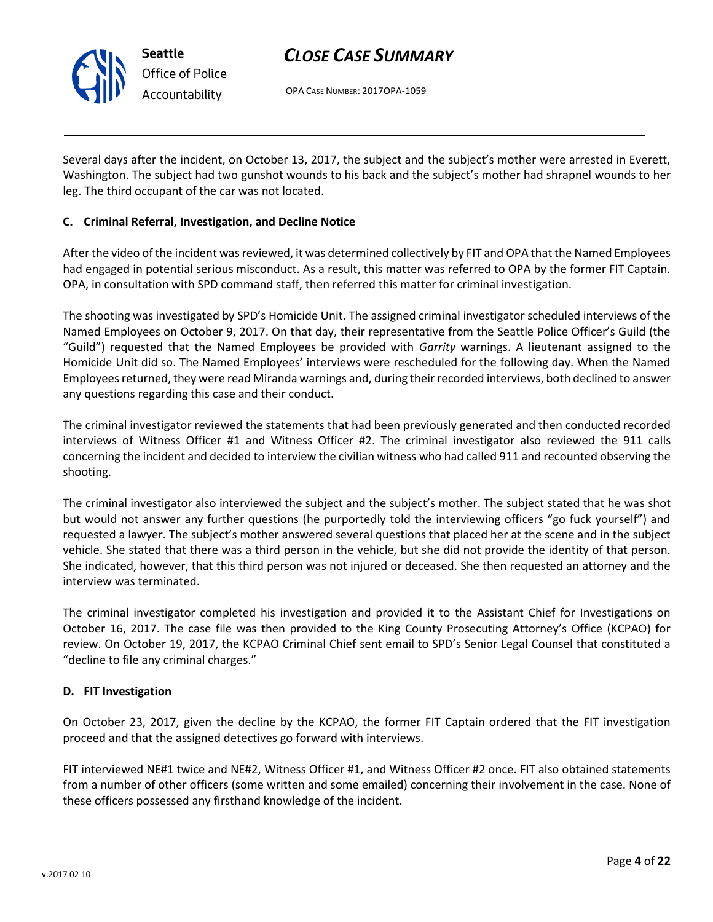Several days after the incident, on October 13, 2017, the subject and the subject's mother were arrested in Everett, Washington. The subject had two gunshot wounds to his back and the subject's mother had shrapnel wounds to her leg. The third occupant of the car was not located.

### C. Criminal Referral, Investigation, and Decline Notice

After the video of the incident was reviewed, it was determined collectively by FIT and OPA that the Named Employees had engaged in potential serious misconduct. As a result, this matter was referred to OPA by the former FIT Captain. OPA, in consultation with SPD command staff, then referred this matter for criminal investigation.

The shooting was investigated by SPD's Homicide Unit. The assigned criminal investigator scheduled interviews of the Named Employees on October 9, 2017. On that day, their representative from the Seattle Police Officer's Guild (the "Guild") requested that the Named Employees be provided with *Garrity* warnings. A lieutenant assigned to the Homicide Unit did so. The Named Employees' interviews were rescheduled for the following day. When the Named Employees returned, they were read Miranda warnings and, during their recorded interviews, both declined to answer any questions regarding this case and their conduct.

The criminal investigator reviewed the statements that had been previously generated and then conducted recorded interviews of Witness Officer #1 and Witness Officer #2. The criminal investigator also reviewed the 911 calls concerning the incident and decided to interview the civilian witness who had called 911 and recounted observing the shooting.

The criminal investigator also interviewed the subject and the subject's mother. The subject stated that he was shot but would not answer any further questions (he purportedly told the interviewing officers "go fuck yourself") and requested a lawyer. The subject's mother answered several questions that placed her at the scene and in the subject vehicle. She stated that there was a third person in the vehicle, but she did not provide the identity of that person. She indicated, however, that this third person was not injured or deceased. She then requested an attorney and the interview was terminated.

The criminal investigator completed his investigation and provided it to the Assistant Chief for Investigations on October 16, 2017. The case file was then provided to the King County Prosecuting Attorney's Office (KCPAO) for review. On October 19, 2017, the KCPAO Criminal Chief sent email to SPD's Senior Legal Counsel that constituted a "decline to file any criminal charges."

### D. FIT Investigation

On October 23, 2017, given the decline by the KCPAO, the former FIT Captain ordered that the FIT investigation proceed and that the assigned detectives go forward with interviews.

FIT interviewed NE#1 twice and NE#2, Witness Officer #1, and Witness Officer #2 once. FIT also obtained statements from a number of other officers (some written and some emailed) concerning their involvement in the case. None of these officers possessed any firsthand knowledge of the incident.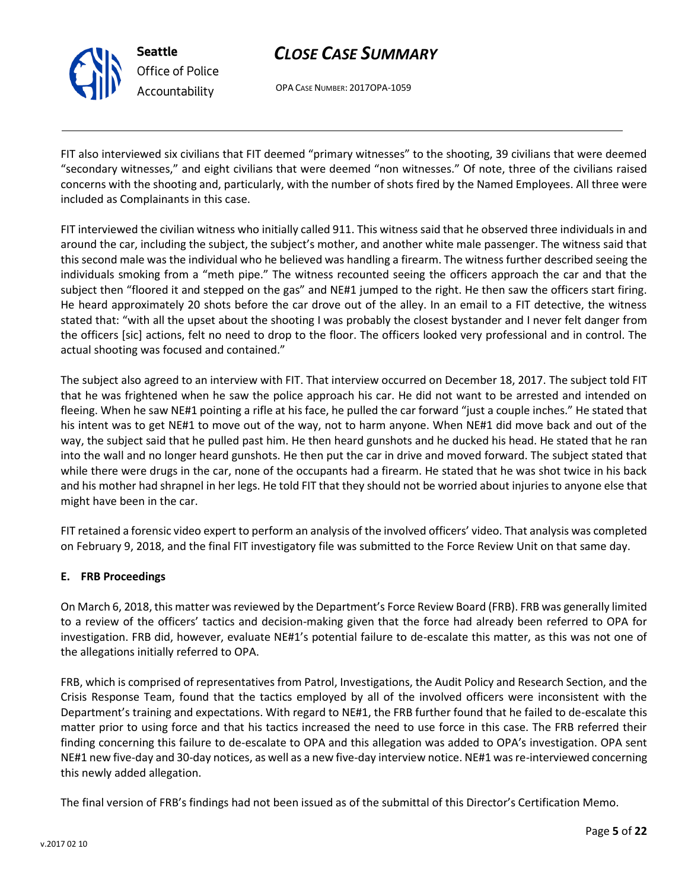FIT also interviewed six civilians that FIT deemed "primary witnesses" to the shooting, 39 civilians that were deemed "secondary witnesses," and eight civilians that were deemed "non witnesses." Of note, three of the civilians raised concerns with the shooting and, particularly, with the number of shots fired by the Named Employees. All three were included as Complainants in this case.

FIT interviewed the civilian witness who initially called 911. This witness said that he observed three individuals in and around the car, including the subject, the subject's mother, and another white male passenger. The witness said that this second male was the individual who he believed was handling a firearm. The witness further described seeing the individuals smoking from a "meth pipe." The witness recounted seeing the officers approach the car and that the subject then "floored it and stepped on the gas" and NE#1 jumped to the right. He then saw the officers start firing. He heard approximately 20 shots before the car drove out of the alley. In an email to a FIT detective, the witness stated that: "with all the upset about the shooting I was probably the closest bystander and I never felt danger from the officers [sic] actions, felt no need to drop to the floor. The officers looked very professional and in control. The actual shooting was focused and contained."

The subject also agreed to an interview with FIT. That interview occurred on December 18, 2017. The subject told FIT that he was frightened when he saw the police approach his car. He did not want to be arrested and intended on fleeing. When he saw NE#1 pointing a rifle at his face, he pulled the car forward "just a couple inches." He stated that his intent was to get NE#1 to move out of the way, not to harm anyone. When NE#1 did move back and out of the way, the subject said that he pulled past him. He then heard gunshots and he ducked his head. He stated that he ran into the wall and no longer heard gunshots. He then put the car in drive and moved forward. The subject stated that while there were drugs in the car, none of the occupants had a firearm. He stated that he was shot twice in his back and his mother had shrapnel in her legs. He told FIT that they should not be worried about injuries to anyone else that might have been in the car.

FIT retained a forensic video expert to perform an analysis of the involved officers' video. That analysis was completed on February 9, 2018, and the final FIT investigatory file was submitted to the Force Review Unit on that same day.

### E. FRB Proceedings

On March 6, 2018, this matter was reviewed by the Department's Force Review Board (FRB). FRB was generally limited to a review of the officers' tactics and decision-making given that the force had already been referred to OPA for investigation. FRB did, however, evaluate NE#1's potential failure to de-escalate this matter, as this was not one of the allegations initially referred to OPA.

FRB, which is comprised of representatives from Patrol, Investigations, the Audit Policy and Research Section, and the Crisis Response Team, found that the tactics employed by all of the involved officers were inconsistent with the Department's training and expectations. With regard to NE#1, the FRB further found that he failed to de-escalate this matter prior to using force and that his tactics increased the need to use force in this case. The FRB referred their finding concerning this failure to de-escalate to OPA and this allegation was added to OPA's investigation. OPA sent NE#1 new five-day and 30-day notices, as well as a new five-day interview notice. NE#1 was re-interviewed concerning this newly added allegation.

The final version of FRB's findings had not been issued as of the submittal of this Director's Certification Memo.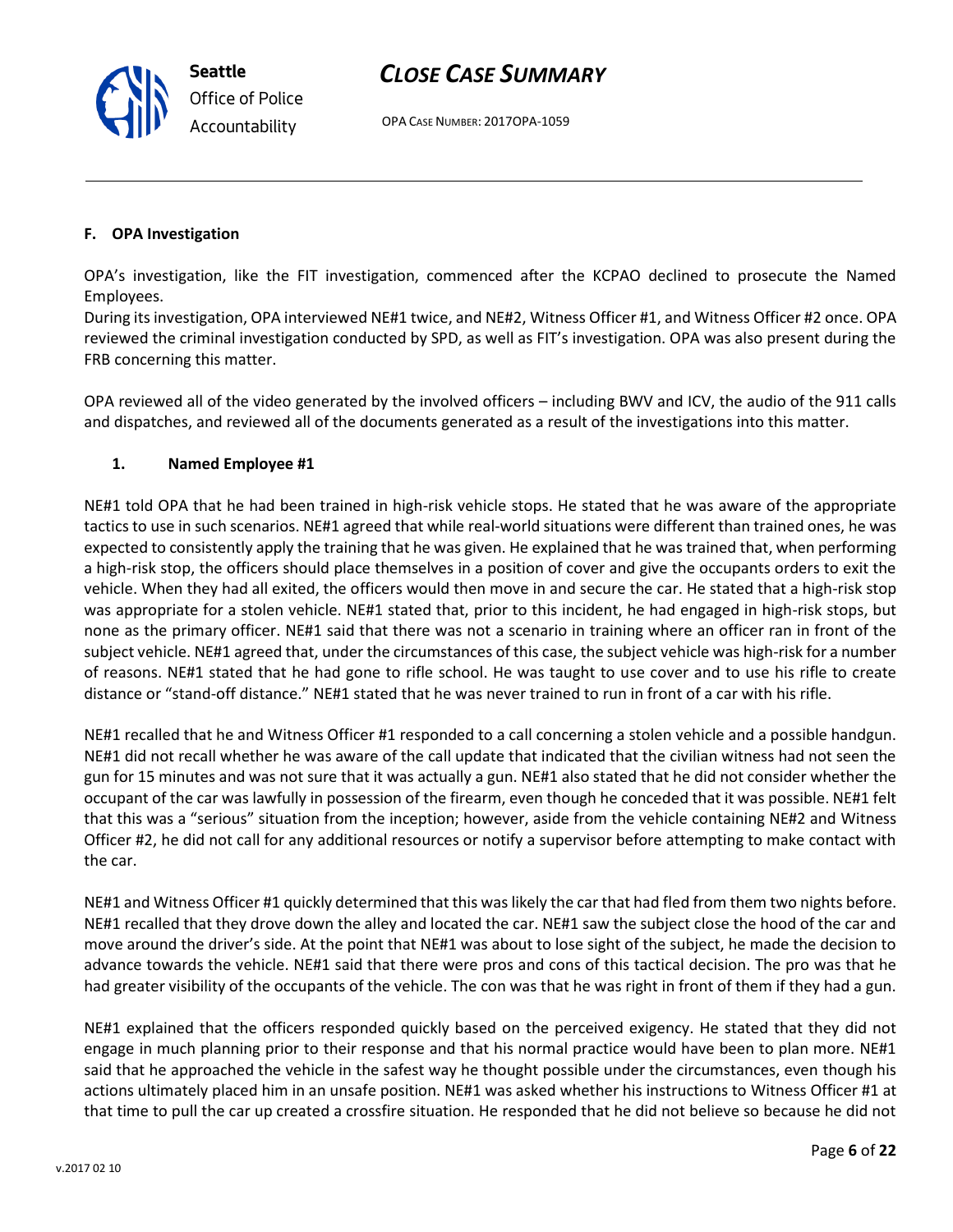### F. OPA Investigation

OPA's investigation, like the FIT investigation, commenced after the KCPAO declined to prosecute the Named Employees.

During its investigation, OPA interviewed NE#1 twice, and NE#2, Witness Officer #1, and Witness Officer #2 once. OPA reviewed the criminal investigation conducted by SPD, as well as FIT's investigation. OPA was also present during the FRB concerning this matter.

OPA reviewed all of the video generated by the involved officers – including BWV and ICV, the audio of the 911 calls and dispatches, and reviewed all of the documents generated as a result of the investigations into this matter.

#### 1. Named Employee #1

NE#1 told OPA that he had been trained in high-risk vehicle stops. He stated that he was aware of the appropriate tactics to use in such scenarios. NE#1 agreed that while real-world situations were different than trained ones, he was expected to consistently apply the training that he was given. He explained that he was trained that, when performing a high-risk stop, the officers should place themselves in a position of cover and give the occupants orders to exit the vehicle. When they had all exited, the officers would then move in and secure the car. He stated that a high-risk stop was appropriate for a stolen vehicle. NE#1 stated that, prior to this incident, he had engaged in high-risk stops, but none as the primary officer. NE#1 said that there was not a scenario in training where an officer ran in front of the subject vehicle. NE#1 agreed that, under the circumstances of this case, the subject vehicle was high-risk for a number of reasons. NE#1 stated that he had gone to rifle school. He was taught to use cover and to use his rifle to create distance or "stand-off distance." NE#1 stated that he was never trained to run in front of a car with his rifle.

NE#1 recalled that he and Witness Officer #1 responded to a call concerning a stolen vehicle and a possible handgun. NE#1 did not recall whether he was aware of the call update that indicated that the civilian witness had not seen the gun for 15 minutes and was not sure that it was actually a gun. NE#1 also stated that he did not consider whether the occupant of the car was lawfully in possession of the firearm, even though he conceded that it was possible. NE#1 felt that this was a "serious" situation from the inception; however, aside from the vehicle containing NE#2 and Witness Officer #2, he did not call for any additional resources or notify a supervisor before attempting to make contact with the car.

NE#1 and Witness Officer #1 quickly determined that this was likely the car that had fled from them two nights before. NE#1 recalled that they drove down the alley and located the car. NE#1 saw the subject close the hood of the car and move around the driver's side. At the point that NE#1 was about to lose sight of the subject, he made the decision to advance towards the vehicle. NE#1 said that there were pros and cons of this tactical decision. The pro was that he had greater visibility of the occupants of the vehicle. The con was that he was right in front of them if they had a gun.

NE#1 explained that the officers responded quickly based on the perceived exigency. He stated that they did not engage in much planning prior to their response and that his normal practice would have been to plan more. NE#1 said that he approached the vehicle in the safest way he thought possible under the circumstances, even though his actions ultimately placed him in an unsafe position. NE#1 was asked whether his instructions to Witness Officer #1 at that time to pull the car up created a crossfire situation. He responded that he did not believe so because he did not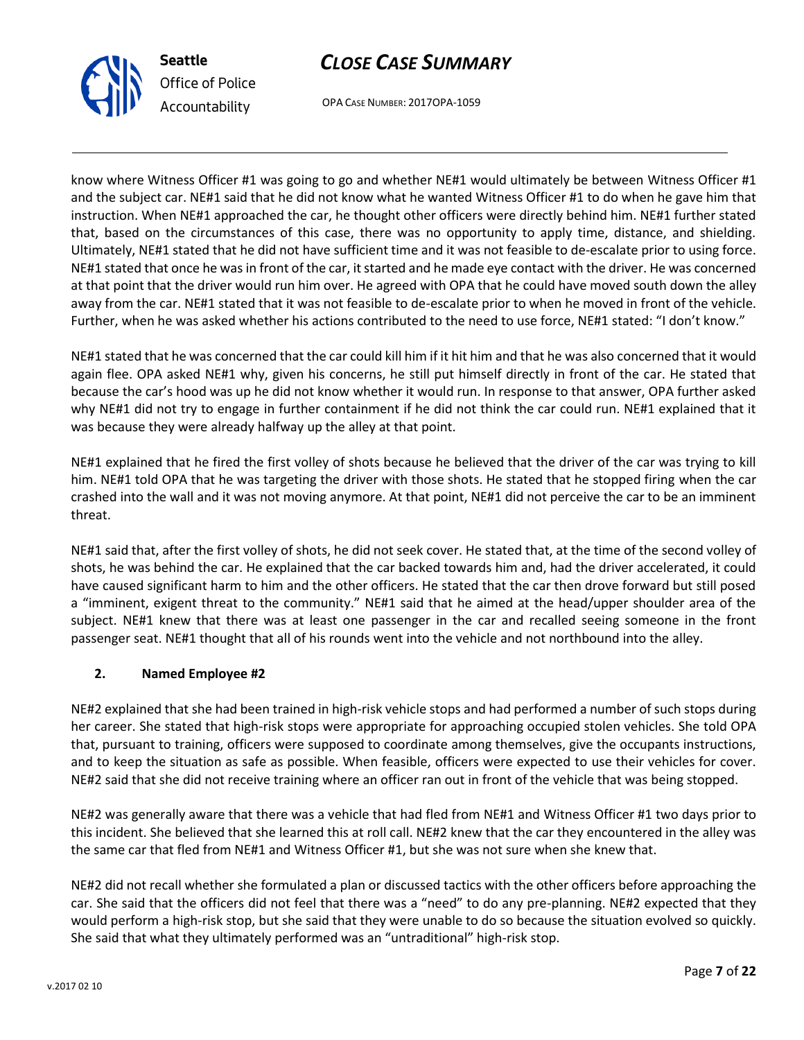know where Witness Officer #1 was going to go and whether NE#1 would ultimately be between Witness Officer #1 and the subject car. NE#1 said that he did not know what he wanted Witness Officer #1 to do when he gave him that instruction. When NE#1 approached the car, he thought other officers were directly behind him. NE#1 further stated that, based on the circumstances of this case, there was no opportunity to apply time, distance, and shielding. Ultimately, NE#1 stated that he did not have sufficient time and it was not feasible to de-escalate prior to using force. NE#1 stated that once he was in front of the car, it started and he made eye contact with the driver. He was concerned at that point that the driver would run him over. He agreed with OPA that he could have moved south down the alley away from the car. NE#1 stated that it was not feasible to de-escalate prior to when he moved in front of the vehicle. Further, when he was asked whether his actions contributed to the need to use force, NE#1 stated: "I don't know."

NE#1 stated that he was concerned that the car could kill him if it hit him and that he was also concerned that it would again flee. OPA asked NE#1 why, given his concerns, he still put himself directly in front of the car. He stated that because the car's hood was up he did not know whether it would run. In response to that answer, OPA further asked why NE#1 did not try to engage in further containment if he did not think the car could run. NE#1 explained that it was because they were already halfway up the alley at that point.

NE#1 explained that he fired the first volley of shots because he believed that the driver of the car was trying to kill him. NE#1 told OPA that he was targeting the driver with those shots. He stated that he stopped firing when the car crashed into the wall and it was not moving anymore. At that point, NE#1 did not perceive the car to be an imminent threat.

NE#1 said that, after the first volley of shots, he did not seek cover. He stated that, at the time of the second volley of shots, he was behind the car. He explained that the car backed towards him and, had the driver accelerated, it could have caused significant harm to him and the other officers. He stated that the car then drove forward but still posed a "imminent, exigent threat to the community." NE#1 said that he aimed at the head/upper shoulder area of the subject. NE#1 knew that there was at least one passenger in the car and recalled seeing someone in the front passenger seat. NE#1 thought that all of his rounds went into the vehicle and not northbound into the alley.

### 2. Named Employee #2

NE#2 explained that she had been trained in high-risk vehicle stops and had performed a number of such stops during her career. She stated that high-risk stops were appropriate for approaching occupied stolen vehicles. She told OPA that, pursuant to training, officers were supposed to coordinate among themselves, give the occupants instructions, and to keep the situation as safe as possible. When feasible, officers were expected to use their vehicles for cover. NE#2 said that she did not receive training where an officer ran out in front of the vehicle that was being stopped.

NE#2 was generally aware that there was a vehicle that had fled from NE#1 and Witness Officer #1 two days prior to this incident. She believed that she learned this at roll call. NE#2 knew that the car they encountered in the alley was the same car that fled from NE#1 and Witness Officer #1, but she was not sure when she knew that.

NE#2 did not recall whether she formulated a plan or discussed tactics with the other officers before approaching the car. She said that the officers did not feel that there was a "need" to do any pre-planning. NE#2 expected that they would perform a high-risk stop, but she said that they were unable to do so because the situation evolved so quickly. She said that what they ultimately performed was an "untraditional" high-risk stop.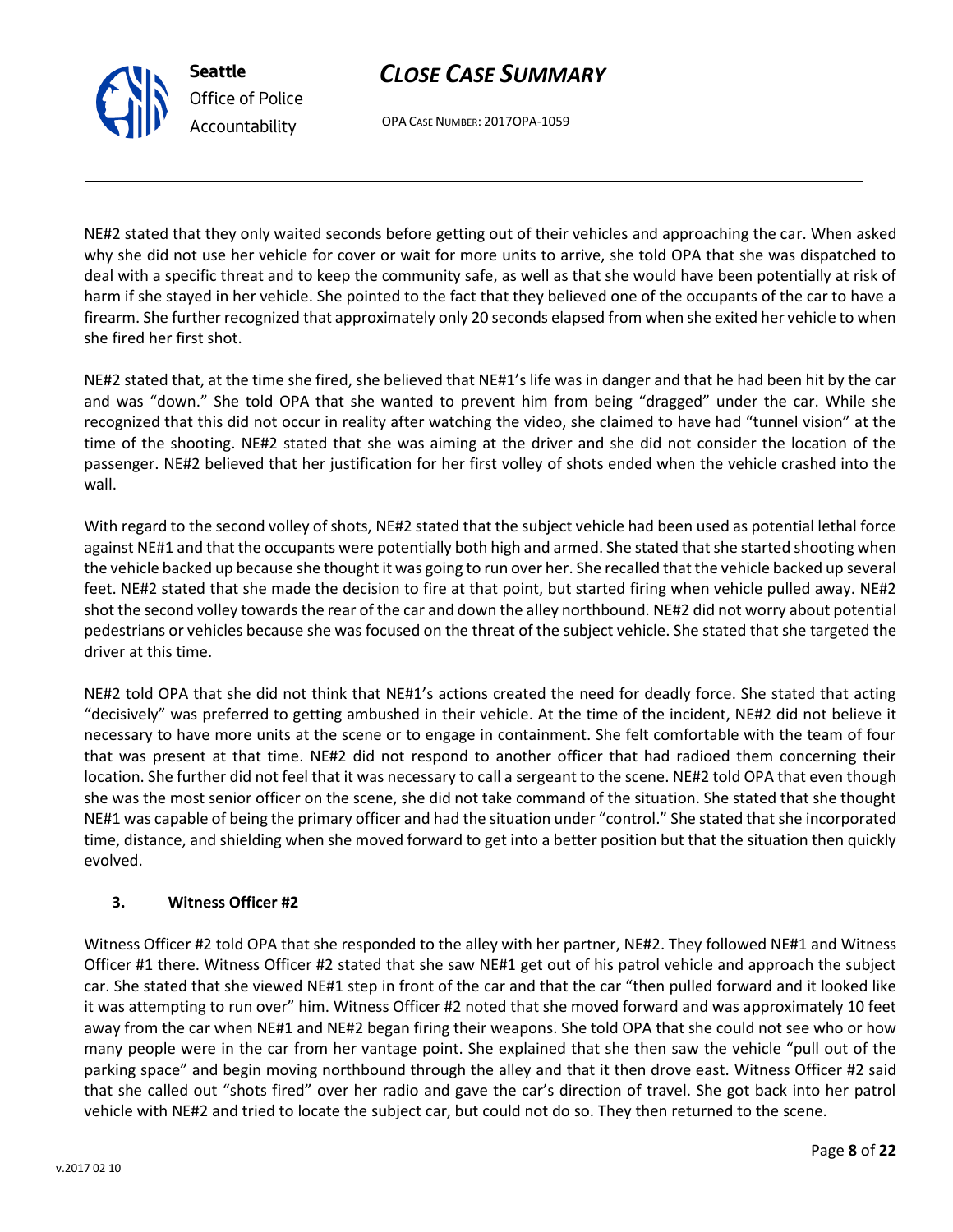NE#2 stated that they only waited seconds before getting out of their vehicles and approaching the car. When asked why she did not use her vehicle for cover or wait for more units to arrive, she told OPA that she was dispatched to deal with a specific threat and to keep the community safe, as well as that she would have been potentially at risk of harm if she stayed in her vehicle. She pointed to the fact that they believed one of the occupants of the car to have a firearm. She further recognized that approximately only 20 seconds elapsed from when she exited her vehicle to when she fired her first shot.

NE#2 stated that, at the time she fired, she believed that NE#1's life was in danger and that he had been hit by the car and was "down." She told OPA that she wanted to prevent him from being "dragged" under the car. While she recognized that this did not occur in reality after watching the video, she claimed to have had "tunnel vision" at the time of the shooting. NE#2 stated that she was aiming at the driver and she did not consider the location of the passenger. NE#2 believed that her justification for her first volley of shots ended when the vehicle crashed into the wall.

With regard to the second volley of shots, NE#2 stated that the subject vehicle had been used as potential lethal force against NE#1 and that the occupants were potentially both high and armed. She stated that she started shooting when the vehicle backed up because she thought it was going to run over her. She recalled that the vehicle backed up several feet. NE#2 stated that she made the decision to fire at that point, but started firing when vehicle pulled away. NE#2 shot the second volley towards the rear of the car and down the alley northbound. NE#2 did not worry about potential pedestrians or vehicles because she was focused on the threat of the subject vehicle. She stated that she targeted the driver at this time.

NE#2 told OPA that she did not think that NE#1's actions created the need for deadly force. She stated that acting "decisively" was preferred to getting ambushed in their vehicle. At the time of the incident, NE#2 did not believe it necessary to have more units at the scene or to engage in containment. She felt comfortable with the team of four that was present at that time. NE#2 did not respond to another officer that had radioed them concerning their location. She further did not feel that it was necessary to call a sergeant to the scene. NE#2 told OPA that even though she was the most senior officer on the scene, she did not take command of the situation. She stated that she thought NE#1 was capable of being the primary officer and had the situation under "control." She stated that she incorporated time, distance, and shielding when she moved forward to get into a better position but that the situation then quickly evolved.

### 3. Witness Officer #2

Witness Officer #2 told OPA that she responded to the alley with her partner, NE#2. They followed NE#1 and Witness Officer #1 there. Witness Officer #2 stated that she saw NE#1 get out of his patrol vehicle and approach the subject car. She stated that she viewed NE#1 step in front of the car and that the car "then pulled forward and it looked like it was attempting to run over" him. Witness Officer #2 noted that she moved forward and was approximately 10 feet away from the car when NE#1 and NE#2 began firing their weapons. She told OPA that she could not see who or how many people were in the car from her vantage point. She explained that she then saw the vehicle "pull out of the parking space" and begin moving northbound through the alley and that it then drove east. Witness Officer #2 said that she called out "shots fired" over her radio and gave the car's direction of travel. She got back into her patrol vehicle with NE#2 and tried to locate the subject car, but could not do so. They then returned to the scene.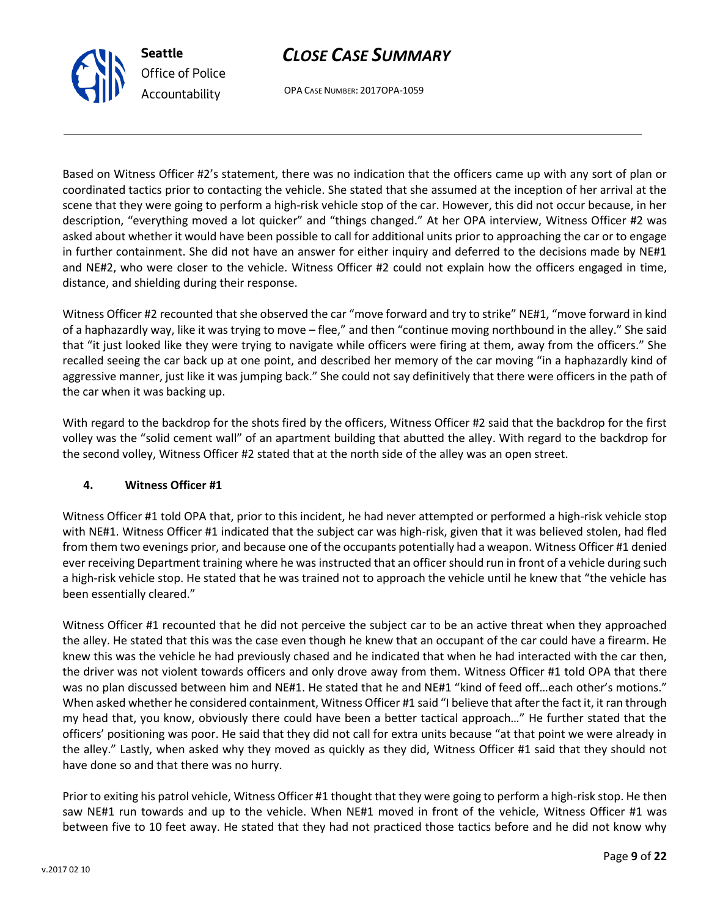Based on Witness Officer #2's statement, there was no indication that the officers came up with any sort of plan or coordinated tactics prior to contacting the vehicle. She stated that she assumed at the inception of her arrival at the scene that they were going to perform a high-risk vehicle stop of the car. However, this did not occur because, in her description, "everything moved a lot quicker" and "things changed." At her OPA interview, Witness Officer #2 was asked about whether it would have been possible to call for additional units prior to approaching the car or to engage in further containment. She did not have an answer for either inquiry and deferred to the decisions made by NE#1 and NE#2, who were closer to the vehicle. Witness Officer #2 could not explain how the officers engaged in time, distance, and shielding during their response.

Witness Officer #2 recounted that she observed the car "move forward and try to strike" NE#1, "move forward in kind of a haphazardly way, like it was trying to move – flee," and then "continue moving northbound in the alley." She said that "it just looked like they were trying to navigate while officers were firing at them, away from the officers." She recalled seeing the car back up at one point, and described her memory of the car moving "in a haphazardly kind of aggressive manner, just like it was jumping back." She could not say definitively that there were officers in the path of the car when it was backing up.

With regard to the backdrop for the shots fired by the officers, Witness Officer #2 said that the backdrop for the first volley was the "solid cement wall" of an apartment building that abutted the alley. With regard to the backdrop for the second volley, Witness Officer #2 stated that at the north side of the alley was an open street.

#### 4. Witness Officer #1

Witness Officer #1 told OPA that, prior to this incident, he had never attempted or performed a high-risk vehicle stop with NE#1. Witness Officer #1 indicated that the subject car was high-risk, given that it was believed stolen, had fled from them two evenings prior, and because one of the occupants potentially had a weapon. Witness Officer #1 denied ever receiving Department training where he was instructed that an officer should run in front of a vehicle during such a high-risk vehicle stop. He stated that he was trained not to approach the vehicle until he knew that "the vehicle has been essentially cleared."

Witness Officer #1 recounted that he did not perceive the subject car to be an active threat when they approached the alley. He stated that this was the case even though he knew that an occupant of the car could have a firearm. He knew this was the vehicle he had previously chased and he indicated that when he had interacted with the car then, the driver was not violent towards officers and only drove away from them. Witness Officer #1 told OPA that there was no plan discussed between him and NE#1. He stated that he and NE#1 "kind of feed off…each other's motions." When asked whether he considered containment, Witness Officer #1 said "I believe that after the fact it, it ran through my head that, you know, obviously there could have been a better tactical approach…" He further stated that the officers' positioning was poor. He said that they did not call for extra units because "at that point we were already in the alley." Lastly, when asked why they moved as quickly as they did, Witness Officer #1 said that they should not have done so and that there was no hurry.

Prior to exiting his patrol vehicle, Witness Officer #1 thought that they were going to perform a high-risk stop. He then saw NE#1 run towards and up to the vehicle. When NE#1 moved in front of the vehicle, Witness Officer #1 was between five to 10 feet away. He stated that they had not practiced those tactics before and he did not know why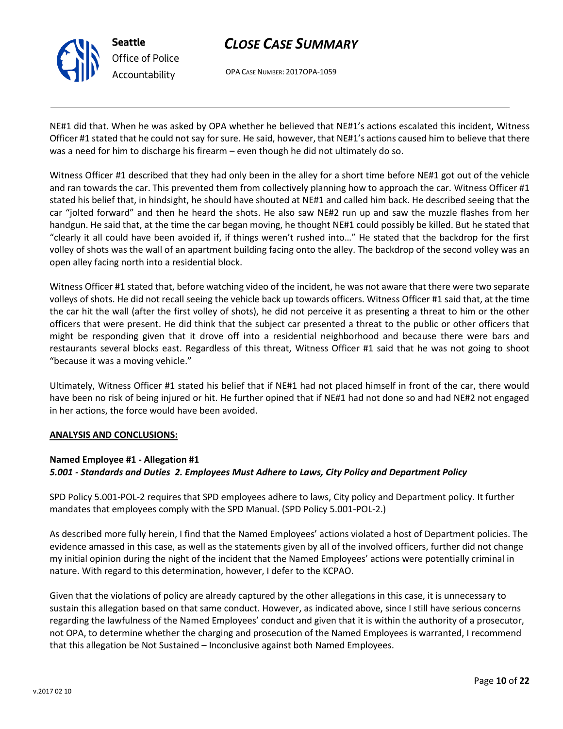NE#1 did that. When he was asked by OPA whether he believed that NE#1's actions escalated this incident, Witness Officer #1 stated that he could not say for sure. He said, however, that NE#1's actions caused him to believe that there was a need for him to discharge his firearm – even though he did not ultimately do so.

Witness Officer #1 described that they had only been in the alley for a short time before NE#1 got out of the vehicle and ran towards the car. This prevented them from collectively planning how to approach the car. Witness Officer #1 stated his belief that, in hindsight, he should have shouted at NE#1 and called him back. He described seeing that the car "jolted forward" and then he heard the shots. He also saw NE#2 run up and saw the muzzle flashes from her handgun. He said that, at the time the car began moving, he thought NE#1 could possibly be killed. But he stated that "clearly it all could have been avoided if, if things weren't rushed into…" He stated that the backdrop for the first volley of shots was the wall of an apartment building facing onto the alley. The backdrop of the second volley was an open alley facing north into a residential block.

Witness Officer #1 stated that, before watching video of the incident, he was not aware that there were two separate volleys of shots. He did not recall seeing the vehicle back up towards officers. Witness Officer #1 said that, at the time the car hit the wall (after the first volley of shots), he did not perceive it as presenting a threat to him or the other officers that were present. He did think that the subject car presented a threat to the public or other officers that might be responding given that it drove off into a residential neighborhood and because there were bars and restaurants several blocks east. Regardless of this threat, Witness Officer #1 said that he was not going to shoot "because it was a moving vehicle."

Ultimately, Witness Officer #1 stated his belief that if NE#1 had not placed himself in front of the car, there would have been no risk of being injured or hit. He further opined that if NE#1 had not done so and had NE#2 not engaged in her actions, the force would have been avoided.

**ANALYSIS AND CONCLUSIONS:**

**Named Employee #1 - Allegation #1**
***5.001 - Standards and Duties 2. Employees Must Adhere to Laws, City Policy and Department Policy***

SPD Policy 5.001-POL-2 requires that SPD employees adhere to laws, City policy and Department policy. It further mandates that employees comply with the SPD Manual. (SPD Policy 5.001-POL-2.)

As described more fully herein, I find that the Named Employees' actions violated a host of Department policies. The evidence amassed in this case, as well as the statements given by all of the involved officers, further did not change my initial opinion during the night of the incident that the Named Employees' actions were potentially criminal in nature. With regard to this determination, however, I defer to the KCPAO.

Given that the violations of policy are already captured by the other allegations in this case, it is unnecessary to sustain this allegation based on that same conduct. However, as indicated above, since I still have serious concerns regarding the lawfulness of the Named Employees' conduct and given that it is within the authority of a prosecutor, not OPA, to determine whether the charging and prosecution of the Named Employees is warranted, I recommend that this allegation be Not Sustained – Inconclusive against both Named Employees.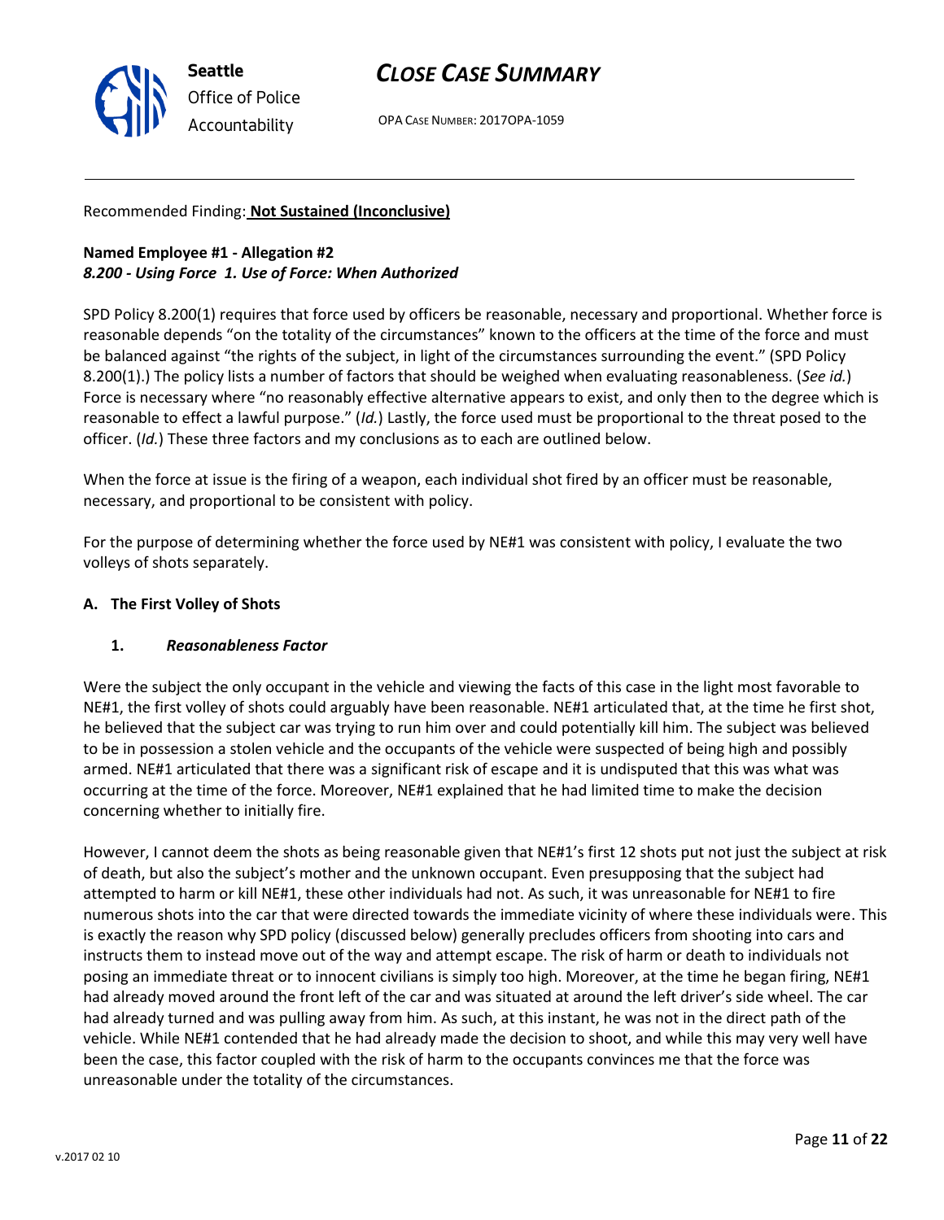Recommended Finding: **Not Sustained (Inconclusive)**

**Named Employee #1 - Allegation #2**
***8.200 - Using Force 1. Use of Force: When Authorized***

SPD Policy 8.200(1) requires that force used by officers be reasonable, necessary and proportional. Whether force is reasonable depends "on the totality of the circumstances" known to the officers at the time of the force and must be balanced against "the rights of the subject, in light of the circumstances surrounding the event." (SPD Policy 8.200(1).) The policy lists a number of factors that should be weighed when evaluating reasonableness. (*See id.*) Force is necessary where "no reasonably effective alternative appears to exist, and only then to the degree which is reasonable to effect a lawful purpose." (*Id.*) Lastly, the force used must be proportional to the threat posed to the officer. (*Id.*) These three factors and my conclusions as to each are outlined below.

When the force at issue is the firing of a weapon, each individual shot fired by an officer must be reasonable, necessary, and proportional to be consistent with policy.

For the purpose of determining whether the force used by NE#1 was consistent with policy, I evaluate the two volleys of shots separately.

### A. The First Volley of Shots

#### 1. *Reasonableness Factor*

Were the subject the only occupant in the vehicle and viewing the facts of this case in the light most favorable to NE#1, the first volley of shots could arguably have been reasonable. NE#1 articulated that, at the time he first shot, he believed that the subject car was trying to run him over and could potentially kill him. The subject was believed to be in possession a stolen vehicle and the occupants of the vehicle were suspected of being high and possibly armed. NE#1 articulated that there was a significant risk of escape and it is undisputed that this was what was occurring at the time of the force. Moreover, NE#1 explained that he had limited time to make the decision concerning whether to initially fire.

However, I cannot deem the shots as being reasonable given that NE#1's first 12 shots put not just the subject at risk of death, but also the subject's mother and the unknown occupant. Even presupposing that the subject had attempted to harm or kill NE#1, these other individuals had not. As such, it was unreasonable for NE#1 to fire numerous shots into the car that were directed towards the immediate vicinity of where these individuals were. This is exactly the reason why SPD policy (discussed below) generally precludes officers from shooting into cars and instructs them to instead move out of the way and attempt escape. The risk of harm or death to individuals not posing an immediate threat or to innocent civilians is simply too high. Moreover, at the time he began firing, NE#1 had already moved around the front left of the car and was situated at around the left driver's side wheel. The car had already turned and was pulling away from him. As such, at this instant, he was not in the direct path of the vehicle. While NE#1 contended that he had already made the decision to shoot, and while this may very well have been the case, this factor coupled with the risk of harm to the occupants convinces me that the force was unreasonable under the totality of the circumstances.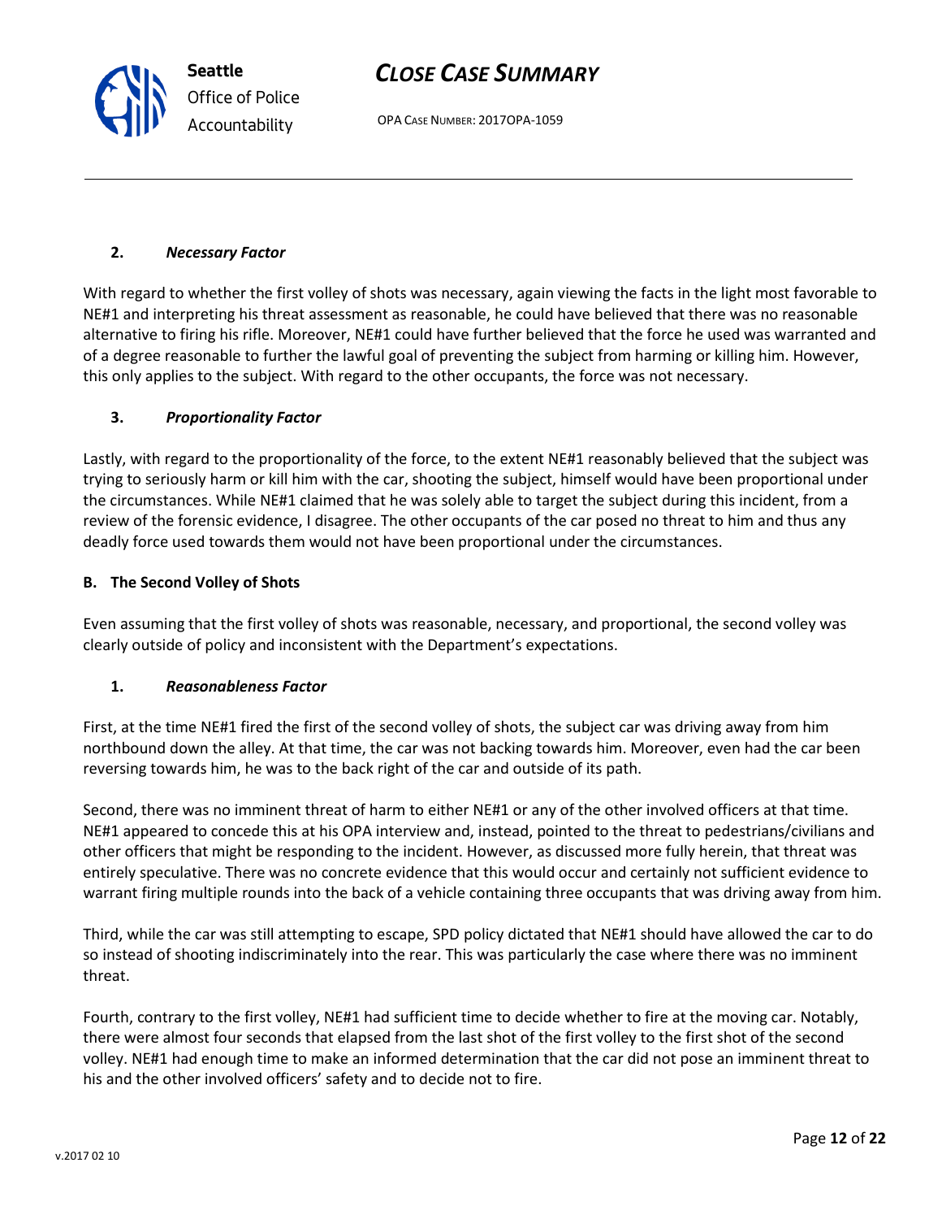**2.** ***Necessary Factor***

With regard to whether the first volley of shots was necessary, again viewing the facts in the light most favorable to NE#1 and interpreting his threat assessment as reasonable, he could have believed that there was no reasonable alternative to firing his rifle. Moreover, NE#1 could have further believed that the force he used was warranted and of a degree reasonable to further the lawful goal of preventing the subject from harming or killing him. However, this only applies to the subject. With regard to the other occupants, the force was not necessary.

**3.** ***Proportionality Factor***

Lastly, with regard to the proportionality of the force, to the extent NE#1 reasonably believed that the subject was trying to seriously harm or kill him with the car, shooting the subject, himself would have been proportional under the circumstances. While NE#1 claimed that he was solely able to target the subject during this incident, from a review of the forensic evidence, I disagree. The other occupants of the car posed no threat to him and thus any deadly force used towards them would not have been proportional under the circumstances.

**B. The Second Volley of Shots**

Even assuming that the first volley of shots was reasonable, necessary, and proportional, the second volley was clearly outside of policy and inconsistent with the Department's expectations.

**1.** ***Reasonableness Factor***

First, at the time NE#1 fired the first of the second volley of shots, the subject car was driving away from him northbound down the alley. At that time, the car was not backing towards him. Moreover, even had the car been reversing towards him, he was to the back right of the car and outside of its path.

Second, there was no imminent threat of harm to either NE#1 or any of the other involved officers at that time. NE#1 appeared to concede this at his OPA interview and, instead, pointed to the threat to pedestrians/civilians and other officers that might be responding to the incident. However, as discussed more fully herein, that threat was entirely speculative. There was no concrete evidence that this would occur and certainly not sufficient evidence to warrant firing multiple rounds into the back of a vehicle containing three occupants that was driving away from him.

Third, while the car was still attempting to escape, SPD policy dictated that NE#1 should have allowed the car to do so instead of shooting indiscriminately into the rear. This was particularly the case where there was no imminent threat.

Fourth, contrary to the first volley, NE#1 had sufficient time to decide whether to fire at the moving car. Notably, there were almost four seconds that elapsed from the last shot of the first volley to the first shot of the second volley. NE#1 had enough time to make an informed determination that the car did not pose an imminent threat to his and the other involved officers' safety and to decide not to fire.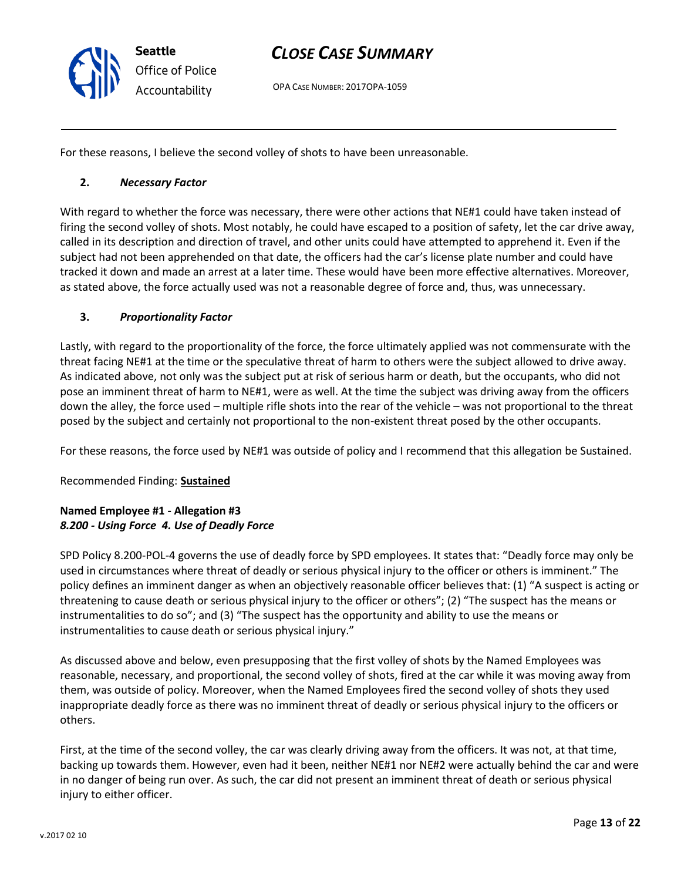For these reasons, I believe the second volley of shots to have been unreasonable.

**2.** ***Necessary Factor***

With regard to whether the force was necessary, there were other actions that NE#1 could have taken instead of firing the second volley of shots. Most notably, he could have escaped to a position of safety, let the car drive away, called in its description and direction of travel, and other units could have attempted to apprehend it. Even if the subject had not been apprehended on that date, the officers had the car's license plate number and could have tracked it down and made an arrest at a later time. These would have been more effective alternatives. Moreover, as stated above, the force actually used was not a reasonable degree of force and, thus, was unnecessary.

**3.** ***Proportionality Factor***

Lastly, with regard to the proportionality of the force, the force ultimately applied was not commensurate with the threat facing NE#1 at the time or the speculative threat of harm to others were the subject allowed to drive away. As indicated above, not only was the subject put at risk of serious harm or death, but the occupants, who did not pose an imminent threat of harm to NE#1, were as well. At the time the subject was driving away from the officers down the alley, the force used – multiple rifle shots into the rear of the vehicle – was not proportional to the threat posed by the subject and certainly not proportional to the non-existent threat posed by the other occupants.

For these reasons, the force used by NE#1 was outside of policy and I recommend that this allegation be Sustained.

Recommended Finding: **Sustained**

**Named Employee #1 - Allegation #3**
***8.200 - Using Force 4. Use of Deadly Force***

SPD Policy 8.200-POL-4 governs the use of deadly force by SPD employees. It states that: "Deadly force may only be used in circumstances where threat of deadly or serious physical injury to the officer or others is imminent." The policy defines an imminent danger as when an objectively reasonable officer believes that: (1) "A suspect is acting or threatening to cause death or serious physical injury to the officer or others"; (2) "The suspect has the means or instrumentalities to do so"; and (3) "The suspect has the opportunity and ability to use the means or instrumentalities to cause death or serious physical injury."

As discussed above and below, even presupposing that the first volley of shots by the Named Employees was reasonable, necessary, and proportional, the second volley of shots, fired at the car while it was moving away from them, was outside of policy. Moreover, when the Named Employees fired the second volley of shots they used inappropriate deadly force as there was no imminent threat of deadly or serious physical injury to the officers or others.

First, at the time of the second volley, the car was clearly driving away from the officers. It was not, at that time, backing up towards them. However, even had it been, neither NE#1 nor NE#2 were actually behind the car and were in no danger of being run over. As such, the car did not present an imminent threat of death or serious physical injury to either officer.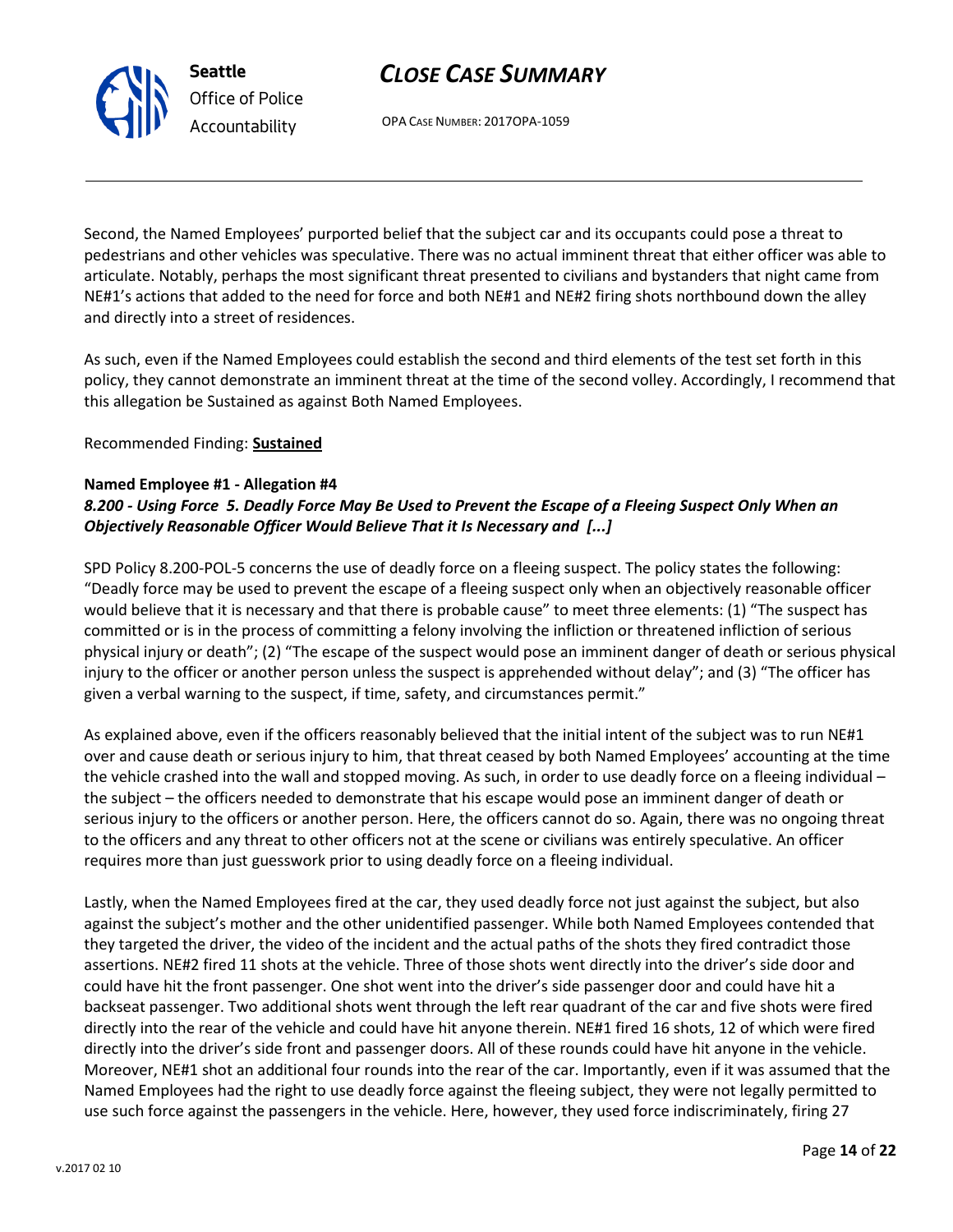Second, the Named Employees' purported belief that the subject car and its occupants could pose a threat to pedestrians and other vehicles was speculative. There was no actual imminent threat that either officer was able to articulate. Notably, perhaps the most significant threat presented to civilians and bystanders that night came from NE#1's actions that added to the need for force and both NE#1 and NE#2 firing shots northbound down the alley and directly into a street of residences.

As such, even if the Named Employees could establish the second and third elements of the test set forth in this policy, they cannot demonstrate an imminent threat at the time of the second volley. Accordingly, I recommend that this allegation be Sustained as against Both Named Employees.

Recommended Finding: **Sustained**

**Named Employee #1 - Allegation #4**
***8.200 - Using Force 5. Deadly Force May Be Used to Prevent the Escape of a Fleeing Suspect Only When an Objectively Reasonable Officer Would Believe That it Is Necessary and [...]***

SPD Policy 8.200-POL-5 concerns the use of deadly force on a fleeing suspect. The policy states the following: "Deadly force may be used to prevent the escape of a fleeing suspect only when an objectively reasonable officer would believe that it is necessary and that there is probable cause" to meet three elements: (1) "The suspect has committed or is in the process of committing a felony involving the infliction or threatened infliction of serious physical injury or death"; (2) "The escape of the suspect would pose an imminent danger of death or serious physical injury to the officer or another person unless the suspect is apprehended without delay"; and (3) "The officer has given a verbal warning to the suspect, if time, safety, and circumstances permit."

As explained above, even if the officers reasonably believed that the initial intent of the subject was to run NE#1 over and cause death or serious injury to him, that threat ceased by both Named Employees' accounting at the time the vehicle crashed into the wall and stopped moving. As such, in order to use deadly force on a fleeing individual – the subject – the officers needed to demonstrate that his escape would pose an imminent danger of death or serious injury to the officers or another person. Here, the officers cannot do so. Again, there was no ongoing threat to the officers and any threat to other officers not at the scene or civilians was entirely speculative. An officer requires more than just guesswork prior to using deadly force on a fleeing individual.

Lastly, when the Named Employees fired at the car, they used deadly force not just against the subject, but also against the subject's mother and the other unidentified passenger. While both Named Employees contended that they targeted the driver, the video of the incident and the actual paths of the shots they fired contradict those assertions. NE#2 fired 11 shots at the vehicle. Three of those shots went directly into the driver's side door and could have hit the front passenger. One shot went into the driver's side passenger door and could have hit a backseat passenger. Two additional shots went through the left rear quadrant of the car and five shots were fired directly into the rear of the vehicle and could have hit anyone therein. NE#1 fired 16 shots, 12 of which were fired directly into the driver's side front and passenger doors. All of these rounds could have hit anyone in the vehicle. Moreover, NE#1 shot an additional four rounds into the rear of the car. Importantly, even if it was assumed that the Named Employees had the right to use deadly force against the fleeing subject, they were not legally permitted to use such force against the passengers in the vehicle. Here, however, they used force indiscriminately, firing 27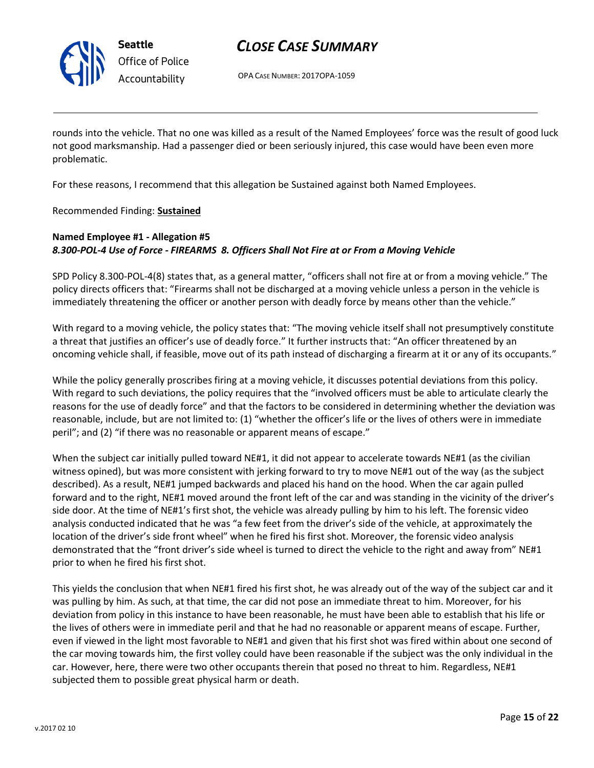rounds into the vehicle. That no one was killed as a result of the Named Employees' force was the result of good luck not good marksmanship. Had a passenger died or been seriously injured, this case would have been even more problematic.

For these reasons, I recommend that this allegation be Sustained against both Named Employees.

Recommended Finding: **Sustained**

**Named Employee #1 - Allegation #5**
***8.300-POL-4 Use of Force - FIREARMS 8. Officers Shall Not Fire at or From a Moving Vehicle***

SPD Policy 8.300-POL-4(8) states that, as a general matter, "officers shall not fire at or from a moving vehicle." The policy directs officers that: "Firearms shall not be discharged at a moving vehicle unless a person in the vehicle is immediately threatening the officer or another person with deadly force by means other than the vehicle."

With regard to a moving vehicle, the policy states that: "The moving vehicle itself shall not presumptively constitute a threat that justifies an officer's use of deadly force." It further instructs that: "An officer threatened by an oncoming vehicle shall, if feasible, move out of its path instead of discharging a firearm at it or any of its occupants."

While the policy generally proscribes firing at a moving vehicle, it discusses potential deviations from this policy. With regard to such deviations, the policy requires that the "involved officers must be able to articulate clearly the reasons for the use of deadly force" and that the factors to be considered in determining whether the deviation was reasonable, include, but are not limited to: (1) "whether the officer's life or the lives of others were in immediate peril"; and (2) "if there was no reasonable or apparent means of escape."

When the subject car initially pulled toward NE#1, it did not appear to accelerate towards NE#1 (as the civilian witness opined), but was more consistent with jerking forward to try to move NE#1 out of the way (as the subject described). As a result, NE#1 jumped backwards and placed his hand on the hood. When the car again pulled forward and to the right, NE#1 moved around the front left of the car and was standing in the vicinity of the driver's side door. At the time of NE#1's first shot, the vehicle was already pulling by him to his left. The forensic video analysis conducted indicated that he was "a few feet from the driver's side of the vehicle, at approximately the location of the driver's side front wheel" when he fired his first shot. Moreover, the forensic video analysis demonstrated that the "front driver's side wheel is turned to direct the vehicle to the right and away from" NE#1 prior to when he fired his first shot.

This yields the conclusion that when NE#1 fired his first shot, he was already out of the way of the subject car and it was pulling by him. As such, at that time, the car did not pose an immediate threat to him. Moreover, for his deviation from policy in this instance to have been reasonable, he must have been able to establish that his life or the lives of others were in immediate peril and that he had no reasonable or apparent means of escape. Further, even if viewed in the light most favorable to NE#1 and given that his first shot was fired within about one second of the car moving towards him, the first volley could have been reasonable if the subject was the only individual in the car. However, here, there were two other occupants therein that posed no threat to him. Regardless, NE#1 subjected them to possible great physical harm or death.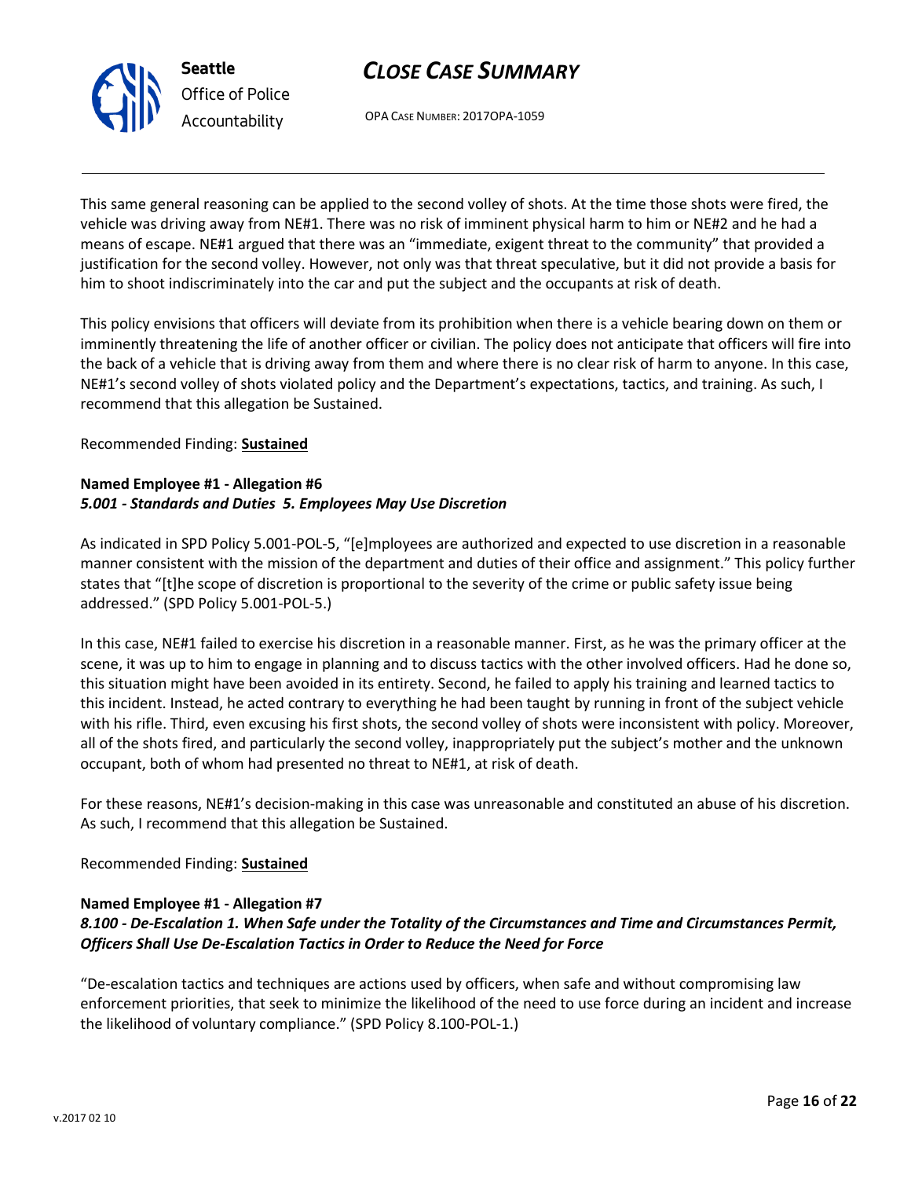This same general reasoning can be applied to the second volley of shots. At the time those shots were fired, the vehicle was driving away from NE#1. There was no risk of imminent physical harm to him or NE#2 and he had a means of escape. NE#1 argued that there was an "immediate, exigent threat to the community" that provided a justification for the second volley. However, not only was that threat speculative, but it did not provide a basis for him to shoot indiscriminately into the car and put the subject and the occupants at risk of death.

This policy envisions that officers will deviate from its prohibition when there is a vehicle bearing down on them or imminently threatening the life of another officer or civilian. The policy does not anticipate that officers will fire into the back of a vehicle that is driving away from them and where there is no clear risk of harm to anyone. In this case, NE#1's second volley of shots violated policy and the Department's expectations, tactics, and training. As such, I recommend that this allegation be Sustained.

Recommended Finding: **Sustained**

**Named Employee #1 - Allegation #6**
***5.001 - Standards and Duties 5. Employees May Use Discretion***

As indicated in SPD Policy 5.001-POL-5, "[e]mployees are authorized and expected to use discretion in a reasonable manner consistent with the mission of the department and duties of their office and assignment." This policy further states that "[t]he scope of discretion is proportional to the severity of the crime or public safety issue being addressed." (SPD Policy 5.001-POL-5.)

In this case, NE#1 failed to exercise his discretion in a reasonable manner. First, as he was the primary officer at the scene, it was up to him to engage in planning and to discuss tactics with the other involved officers. Had he done so, this situation might have been avoided in its entirety. Second, he failed to apply his training and learned tactics to this incident. Instead, he acted contrary to everything he had been taught by running in front of the subject vehicle with his rifle. Third, even excusing his first shots, the second volley of shots were inconsistent with policy. Moreover, all of the shots fired, and particularly the second volley, inappropriately put the subject's mother and the unknown occupant, both of whom had presented no threat to NE#1, at risk of death.

For these reasons, NE#1's decision-making in this case was unreasonable and constituted an abuse of his discretion. As such, I recommend that this allegation be Sustained.

Recommended Finding: **Sustained**

**Named Employee #1 - Allegation #7**
***8.100 - De-Escalation 1. When Safe under the Totality of the Circumstances and Time and Circumstances Permit, Officers Shall Use De-Escalation Tactics in Order to Reduce the Need for Force***

"De-escalation tactics and techniques are actions used by officers, when safe and without compromising law enforcement priorities, that seek to minimize the likelihood of the need to use force during an incident and increase the likelihood of voluntary compliance." (SPD Policy 8.100-POL-1.)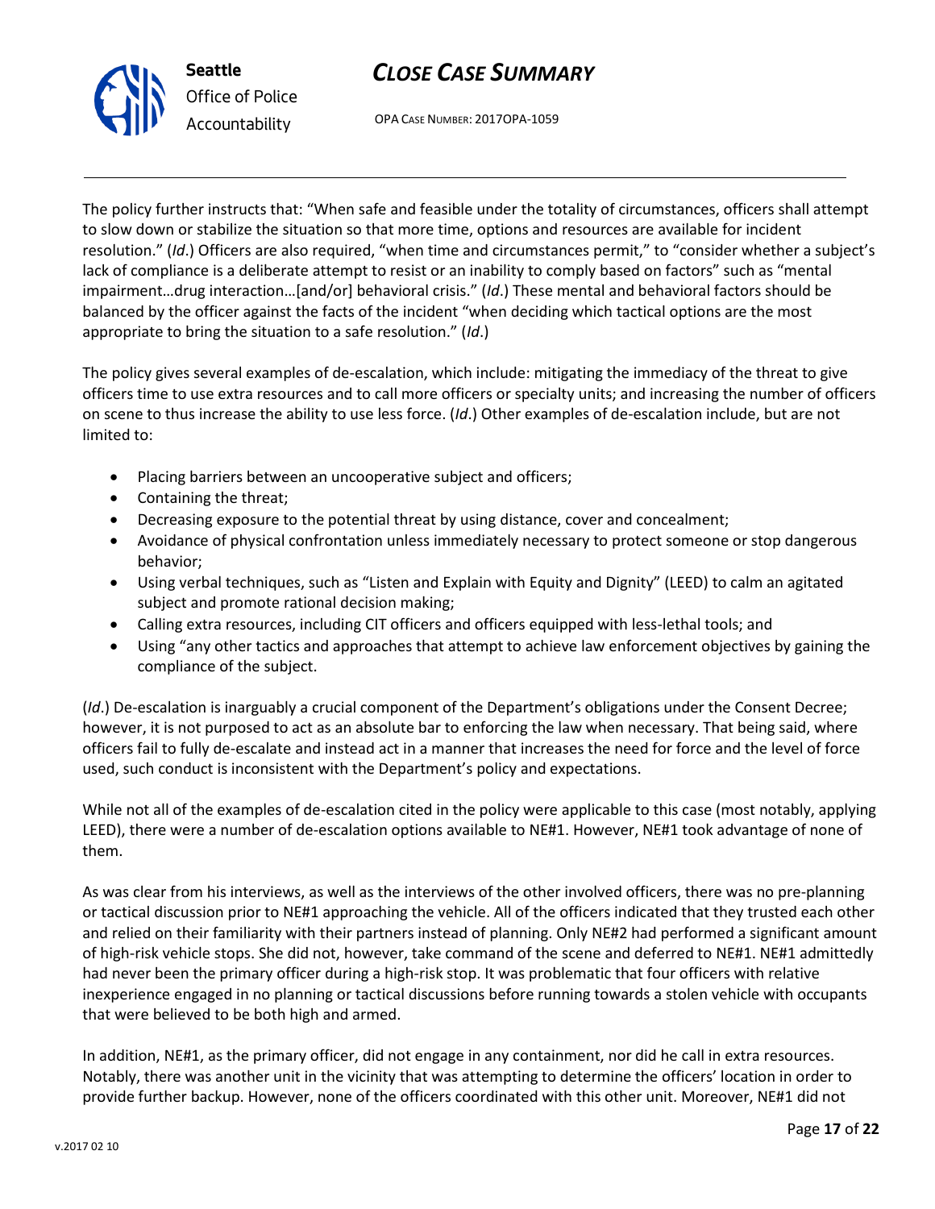The policy further instructs that: "When safe and feasible under the totality of circumstances, officers shall attempt to slow down or stabilize the situation so that more time, options and resources are available for incident resolution." (*Id*.) Officers are also required, "when time and circumstances permit," to "consider whether a subject's lack of compliance is a deliberate attempt to resist or an inability to comply based on factors" such as "mental impairment…drug interaction…[and/or] behavioral crisis." (*Id*.) These mental and behavioral factors should be balanced by the officer against the facts of the incident "when deciding which tactical options are the most appropriate to bring the situation to a safe resolution." (*Id*.)

The policy gives several examples of de-escalation, which include: mitigating the immediacy of the threat to give officers time to use extra resources and to call more officers or specialty units; and increasing the number of officers on scene to thus increase the ability to use less force. (*Id*.) Other examples of de-escalation include, but are not limited to:

- Placing barriers between an uncooperative subject and officers;
- Containing the threat;
- Decreasing exposure to the potential threat by using distance, cover and concealment;
- Avoidance of physical confrontation unless immediately necessary to protect someone or stop dangerous behavior;
- Using verbal techniques, such as "Listen and Explain with Equity and Dignity" (LEED) to calm an agitated subject and promote rational decision making;
- Calling extra resources, including CIT officers and officers equipped with less-lethal tools; and
- Using "any other tactics and approaches that attempt to achieve law enforcement objectives by gaining the compliance of the subject.

(*Id*.) De-escalation is inarguably a crucial component of the Department's obligations under the Consent Decree; however, it is not purposed to act as an absolute bar to enforcing the law when necessary. That being said, where officers fail to fully de-escalate and instead act in a manner that increases the need for force and the level of force used, such conduct is inconsistent with the Department's policy and expectations.

While not all of the examples of de-escalation cited in the policy were applicable to this case (most notably, applying LEED), there were a number of de-escalation options available to NE#1. However, NE#1 took advantage of none of them.

As was clear from his interviews, as well as the interviews of the other involved officers, there was no pre-planning or tactical discussion prior to NE#1 approaching the vehicle. All of the officers indicated that they trusted each other and relied on their familiarity with their partners instead of planning. Only NE#2 had performed a significant amount of high-risk vehicle stops. She did not, however, take command of the scene and deferred to NE#1. NE#1 admittedly had never been the primary officer during a high-risk stop. It was problematic that four officers with relative inexperience engaged in no planning or tactical discussions before running towards a stolen vehicle with occupants that were believed to be both high and armed.

In addition, NE#1, as the primary officer, did not engage in any containment, nor did he call in extra resources. Notably, there was another unit in the vicinity that was attempting to determine the officers' location in order to provide further backup. However, none of the officers coordinated with this other unit. Moreover, NE#1 did not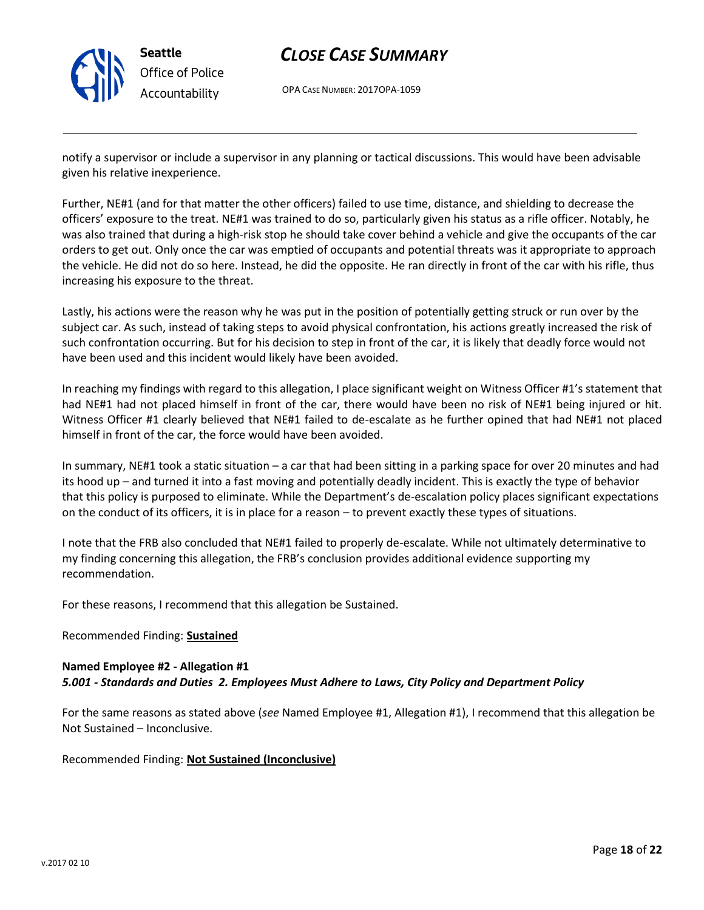notify a supervisor or include a supervisor in any planning or tactical discussions. This would have been advisable given his relative inexperience.

Further, NE#1 (and for that matter the other officers) failed to use time, distance, and shielding to decrease the officers' exposure to the treat. NE#1 was trained to do so, particularly given his status as a rifle officer. Notably, he was also trained that during a high-risk stop he should take cover behind a vehicle and give the occupants of the car orders to get out. Only once the car was emptied of occupants and potential threats was it appropriate to approach the vehicle. He did not do so here. Instead, he did the opposite. He ran directly in front of the car with his rifle, thus increasing his exposure to the threat.

Lastly, his actions were the reason why he was put in the position of potentially getting struck or run over by the subject car. As such, instead of taking steps to avoid physical confrontation, his actions greatly increased the risk of such confrontation occurring. But for his decision to step in front of the car, it is likely that deadly force would not have been used and this incident would likely have been avoided.

In reaching my findings with regard to this allegation, I place significant weight on Witness Officer #1's statement that had NE#1 had not placed himself in front of the car, there would have been no risk of NE#1 being injured or hit. Witness Officer #1 clearly believed that NE#1 failed to de-escalate as he further opined that had NE#1 not placed himself in front of the car, the force would have been avoided.

In summary, NE#1 took a static situation – a car that had been sitting in a parking space for over 20 minutes and had its hood up – and turned it into a fast moving and potentially deadly incident. This is exactly the type of behavior that this policy is purposed to eliminate. While the Department's de-escalation policy places significant expectations on the conduct of its officers, it is in place for a reason – to prevent exactly these types of situations.

I note that the FRB also concluded that NE#1 failed to properly de-escalate. While not ultimately determinative to my finding concerning this allegation, the FRB's conclusion provides additional evidence supporting my recommendation.

For these reasons, I recommend that this allegation be Sustained.

Recommended Finding: **Sustained**

**Named Employee #2 - Allegation #1**
***5.001 - Standards and Duties 2. Employees Must Adhere to Laws, City Policy and Department Policy***

For the same reasons as stated above (*see* Named Employee #1, Allegation #1), I recommend that this allegation be Not Sustained – Inconclusive.

Recommended Finding: **Not Sustained (Inconclusive)**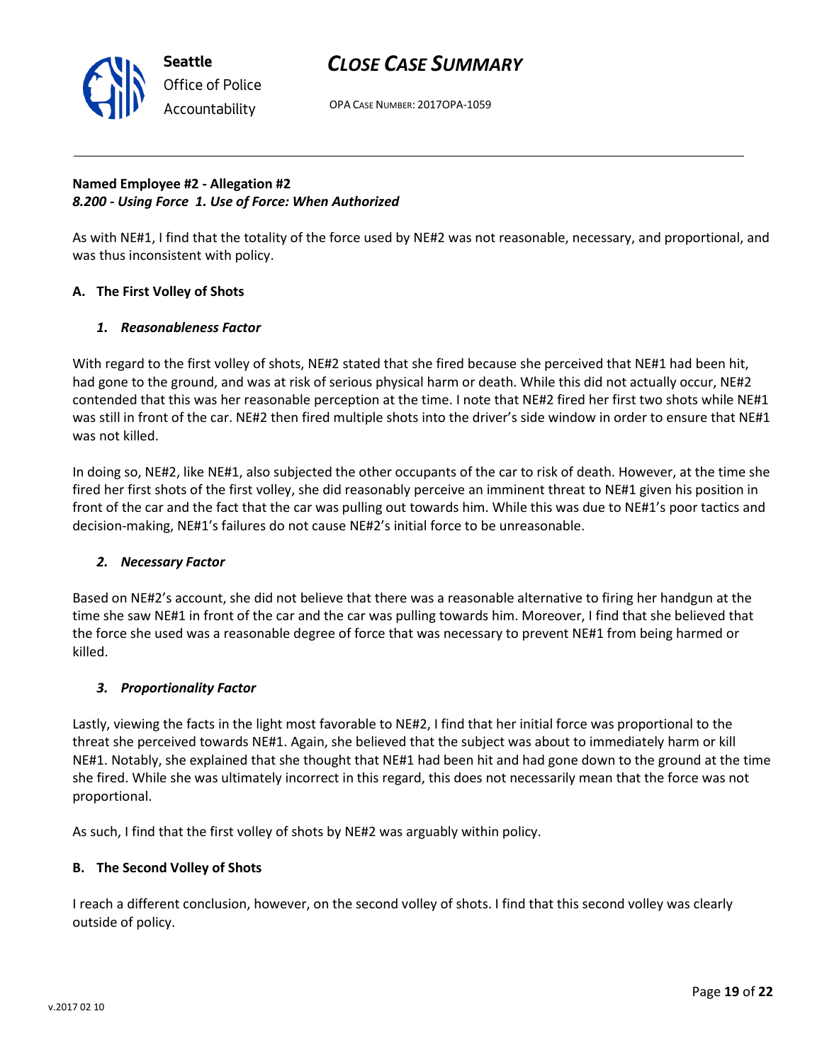**Named Employee #2 - Allegation #2**
*8.200 - Using Force 1. Use of Force: When Authorized*

As with NE#1, I find that the totality of the force used by NE#2 was not reasonable, necessary, and proportional, and was thus inconsistent with policy.

**A. The First Volley of Shots**

***1. Reasonableness Factor***

With regard to the first volley of shots, NE#2 stated that she fired because she perceived that NE#1 had been hit, had gone to the ground, and was at risk of serious physical harm or death. While this did not actually occur, NE#2 contended that this was her reasonable perception at the time. I note that NE#2 fired her first two shots while NE#1 was still in front of the car. NE#2 then fired multiple shots into the driver's side window in order to ensure that NE#1 was not killed.

In doing so, NE#2, like NE#1, also subjected the other occupants of the car to risk of death. However, at the time she fired her first shots of the first volley, she did reasonably perceive an imminent threat to NE#1 given his position in front of the car and the fact that the car was pulling out towards him. While this was due to NE#1's poor tactics and decision-making, NE#1's failures do not cause NE#2's initial force to be unreasonable.

***2. Necessary Factor***

Based on NE#2's account, she did not believe that there was a reasonable alternative to firing her handgun at the time she saw NE#1 in front of the car and the car was pulling towards him. Moreover, I find that she believed that the force she used was a reasonable degree of force that was necessary to prevent NE#1 from being harmed or killed.

***3. Proportionality Factor***

Lastly, viewing the facts in the light most favorable to NE#2, I find that her initial force was proportional to the threat she perceived towards NE#1. Again, she believed that the subject was about to immediately harm or kill NE#1. Notably, she explained that she thought that NE#1 had been hit and had gone down to the ground at the time she fired. While she was ultimately incorrect in this regard, this does not necessarily mean that the force was not proportional.

As such, I find that the first volley of shots by NE#2 was arguably within policy.

**B. The Second Volley of Shots**

I reach a different conclusion, however, on the second volley of shots. I find that this second volley was clearly outside of policy.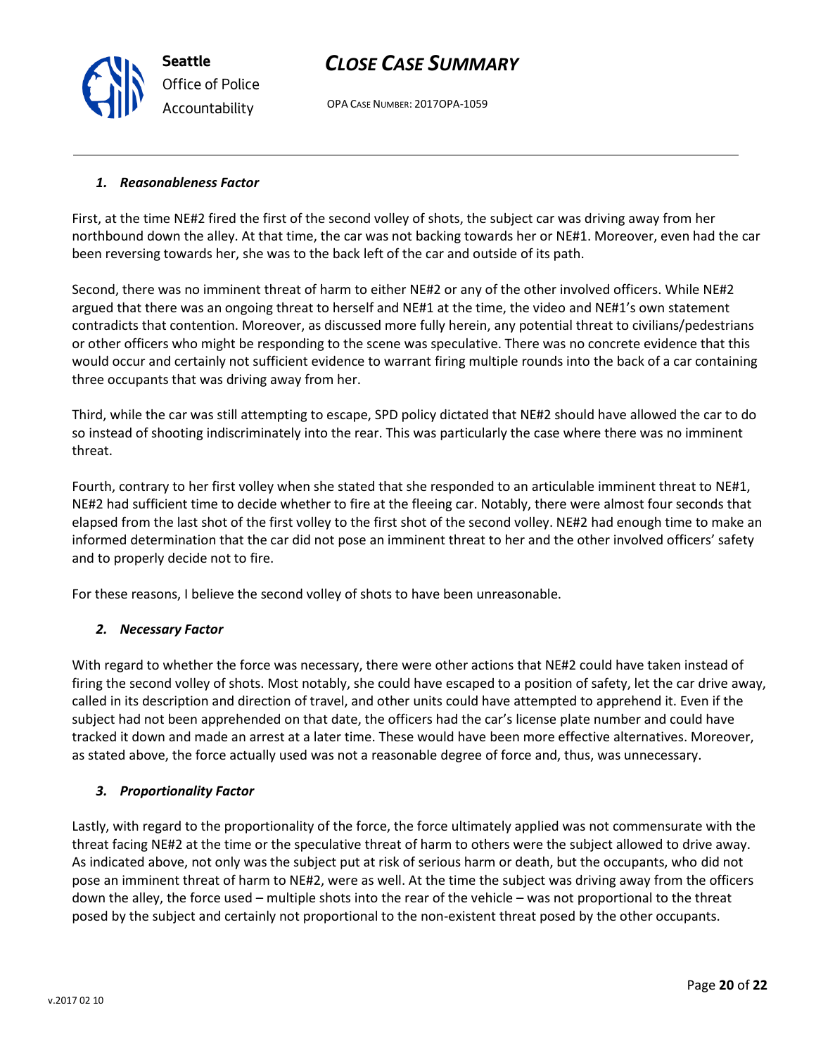### *1. Reasonableness Factor*

First, at the time NE#2 fired the first of the second volley of shots, the subject car was driving away from her northbound down the alley. At that time, the car was not backing towards her or NE#1. Moreover, even had the car been reversing towards her, she was to the back left of the car and outside of its path.

Second, there was no imminent threat of harm to either NE#2 or any of the other involved officers. While NE#2 argued that there was an ongoing threat to herself and NE#1 at the time, the video and NE#1's own statement contradicts that contention. Moreover, as discussed more fully herein, any potential threat to civilians/pedestrians or other officers who might be responding to the scene was speculative. There was no concrete evidence that this would occur and certainly not sufficient evidence to warrant firing multiple rounds into the back of a car containing three occupants that was driving away from her.

Third, while the car was still attempting to escape, SPD policy dictated that NE#2 should have allowed the car to do so instead of shooting indiscriminately into the rear. This was particularly the case where there was no imminent threat.

Fourth, contrary to her first volley when she stated that she responded to an articulable imminent threat to NE#1, NE#2 had sufficient time to decide whether to fire at the fleeing car. Notably, there were almost four seconds that elapsed from the last shot of the first volley to the first shot of the second volley. NE#2 had enough time to make an informed determination that the car did not pose an imminent threat to her and the other involved officers' safety and to properly decide not to fire.

For these reasons, I believe the second volley of shots to have been unreasonable.

### *2. Necessary Factor*

With regard to whether the force was necessary, there were other actions that NE#2 could have taken instead of firing the second volley of shots. Most notably, she could have escaped to a position of safety, let the car drive away, called in its description and direction of travel, and other units could have attempted to apprehend it. Even if the subject had not been apprehended on that date, the officers had the car's license plate number and could have tracked it down and made an arrest at a later time. These would have been more effective alternatives. Moreover, as stated above, the force actually used was not a reasonable degree of force and, thus, was unnecessary.

### *3. Proportionality Factor*

Lastly, with regard to the proportionality of the force, the force ultimately applied was not commensurate with the threat facing NE#2 at the time or the speculative threat of harm to others were the subject allowed to drive away. As indicated above, not only was the subject put at risk of serious harm or death, but the occupants, who did not pose an imminent threat of harm to NE#2, were as well. At the time the subject was driving away from the officers down the alley, the force used – multiple shots into the rear of the vehicle – was not proportional to the threat posed by the subject and certainly not proportional to the non-existent threat posed by the other occupants.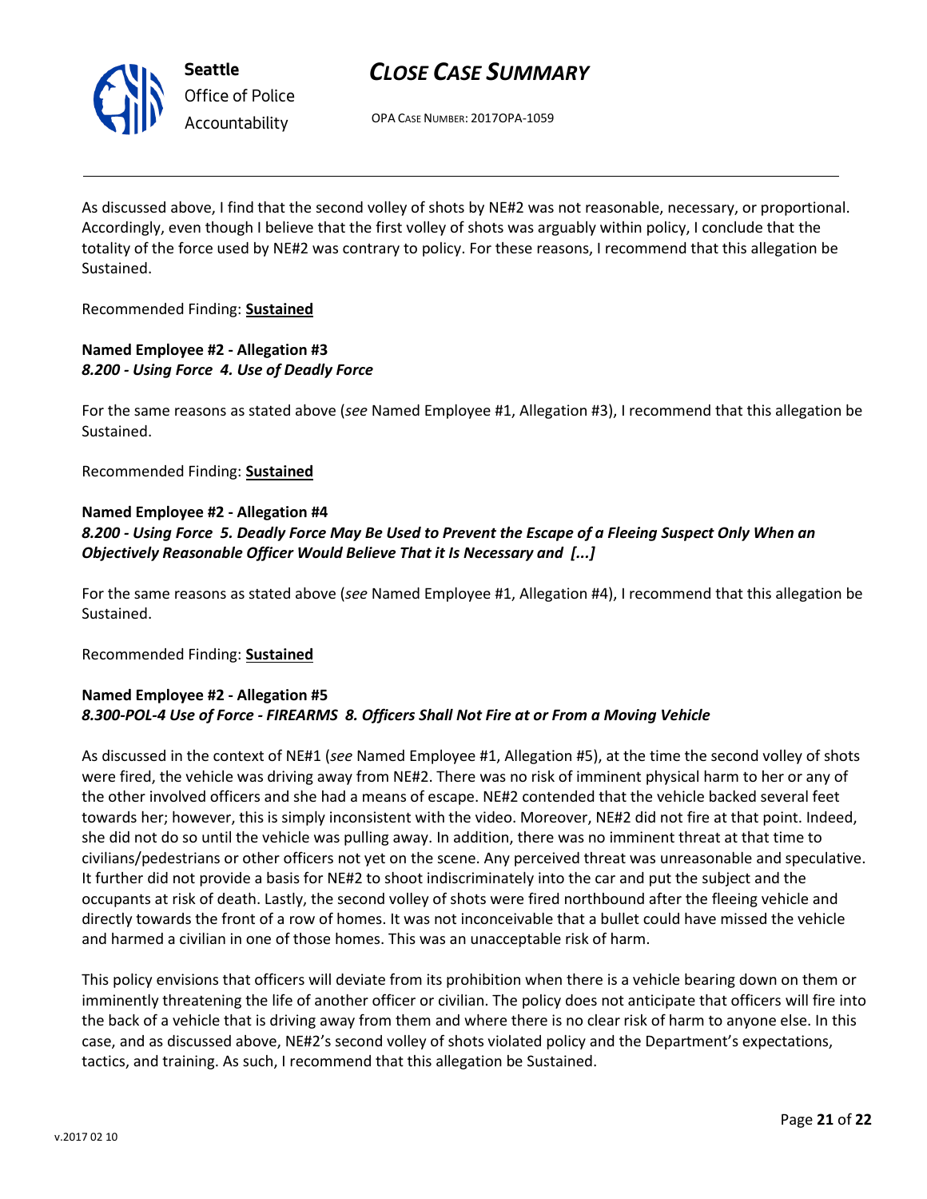As discussed above, I find that the second volley of shots by NE#2 was not reasonable, necessary, or proportional. Accordingly, even though I believe that the first volley of shots was arguably within policy, I conclude that the totality of the force used by NE#2 was contrary to policy. For these reasons, I recommend that this allegation be Sustained.

Recommended Finding: **Sustained**

**Named Employee #2 - Allegation #3**
***8.200 - Using Force 4. Use of Deadly Force***

For the same reasons as stated above (*see* Named Employee #1, Allegation #3), I recommend that this allegation be Sustained.

Recommended Finding: **Sustained**

**Named Employee #2 - Allegation #4**
***8.200 - Using Force 5. Deadly Force May Be Used to Prevent the Escape of a Fleeing Suspect Only When an Objectively Reasonable Officer Would Believe That it Is Necessary and [...]***

For the same reasons as stated above (*see* Named Employee #1, Allegation #4), I recommend that this allegation be Sustained.

Recommended Finding: **Sustained**

**Named Employee #2 - Allegation #5**
***8.300-POL-4 Use of Force - FIREARMS 8. Officers Shall Not Fire at or From a Moving Vehicle***

As discussed in the context of NE#1 (*see* Named Employee #1, Allegation #5), at the time the second volley of shots were fired, the vehicle was driving away from NE#2. There was no risk of imminent physical harm to her or any of the other involved officers and she had a means of escape. NE#2 contended that the vehicle backed several feet towards her; however, this is simply inconsistent with the video. Moreover, NE#2 did not fire at that point. Indeed, she did not do so until the vehicle was pulling away. In addition, there was no imminent threat at that time to civilians/pedestrians or other officers not yet on the scene. Any perceived threat was unreasonable and speculative. It further did not provide a basis for NE#2 to shoot indiscriminately into the car and put the subject and the occupants at risk of death. Lastly, the second volley of shots were fired northbound after the fleeing vehicle and directly towards the front of a row of homes. It was not inconceivable that a bullet could have missed the vehicle and harmed a civilian in one of those homes. This was an unacceptable risk of harm.

This policy envisions that officers will deviate from its prohibition when there is a vehicle bearing down on them or imminently threatening the life of another officer or civilian. The policy does not anticipate that officers will fire into the back of a vehicle that is driving away from them and where there is no clear risk of harm to anyone else. In this case, and as discussed above, NE#2's second volley of shots violated policy and the Department's expectations, tactics, and training. As such, I recommend that this allegation be Sustained.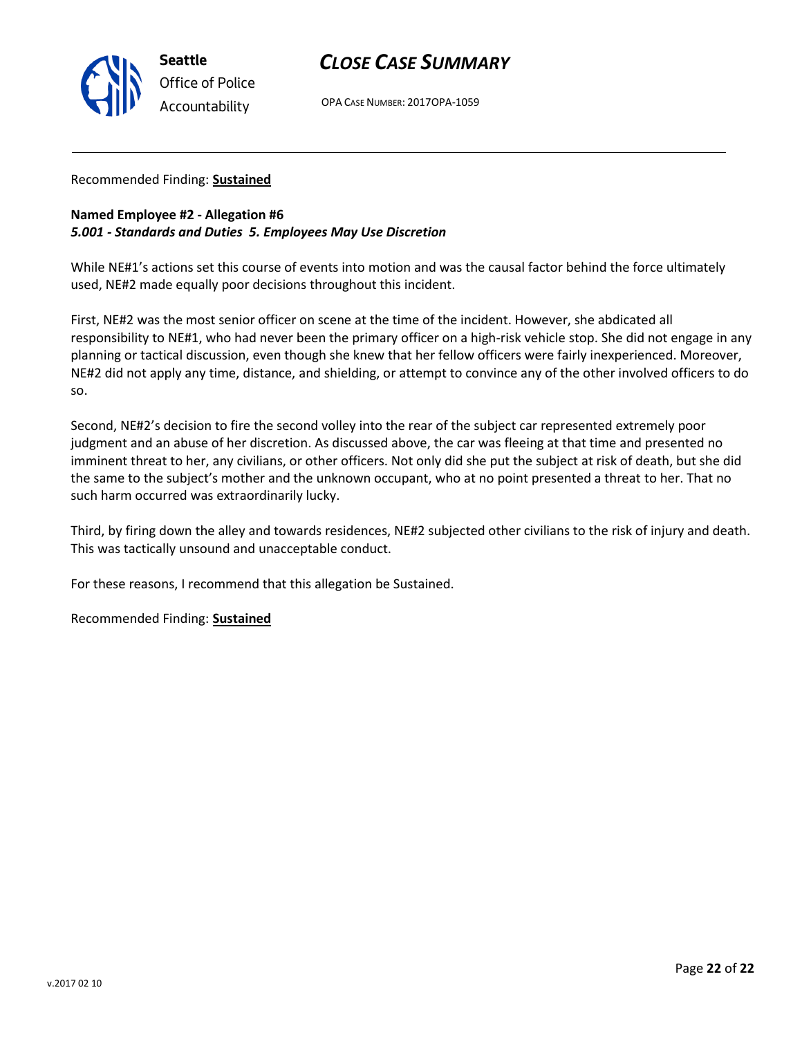Recommended Finding: **Sustained**

**Named Employee #2 - Allegation #6**
***5.001 - Standards and Duties 5. Employees May Use Discretion***

While NE#1's actions set this course of events into motion and was the causal factor behind the force ultimately used, NE#2 made equally poor decisions throughout this incident.

First, NE#2 was the most senior officer on scene at the time of the incident. However, she abdicated all responsibility to NE#1, who had never been the primary officer on a high-risk vehicle stop. She did not engage in any planning or tactical discussion, even though she knew that her fellow officers were fairly inexperienced. Moreover, NE#2 did not apply any time, distance, and shielding, or attempt to convince any of the other involved officers to do so.

Second, NE#2's decision to fire the second volley into the rear of the subject car represented extremely poor judgment and an abuse of her discretion. As discussed above, the car was fleeing at that time and presented no imminent threat to her, any civilians, or other officers. Not only did she put the subject at risk of death, but she did the same to the subject's mother and the unknown occupant, who at no point presented a threat to her. That no such harm occurred was extraordinarily lucky.

Third, by firing down the alley and towards residences, NE#2 subjected other civilians to the risk of injury and death. This was tactically unsound and unacceptable conduct.

For these reasons, I recommend that this allegation be Sustained.

Recommended Finding: **Sustained**